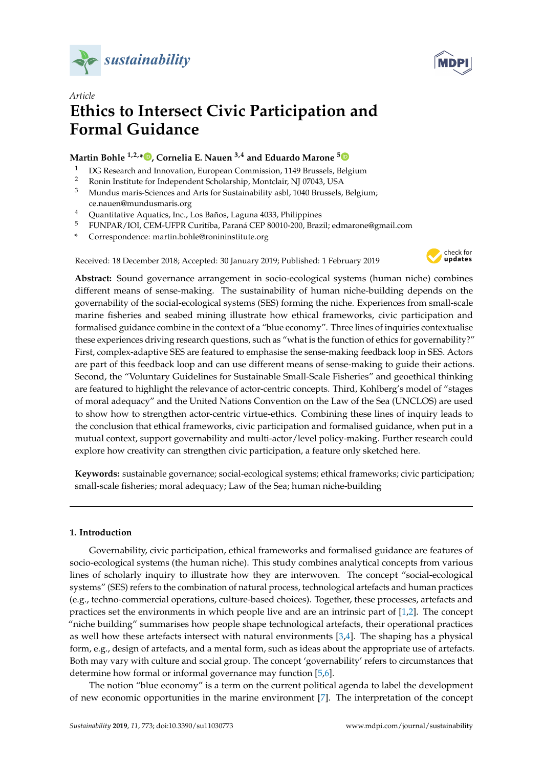*Article*

# Ethics to Intersect Civic Participation and Formal Guidance

**Martin Bohle [1,2,*], Cornelia E. Nauen [3,4] and Eduardo Marone [5]**

1 DG Research and Innovation, European Commission, 1149 Brussels, Belgium
2 Ronin Institute for Independent Scholarship, Montclair, NJ 07043, USA
3 Mundus maris-Sciences and Arts for Sustainability asbl, 1040 Brussels, Belgium; ce.nauen@mundusmaris.org
4 Quantitative Aquatics, Inc., Los Baños, Laguna 4033, Philippines
5 FUNPAR/IOI, CEM-UFPR Curitiba, Paraná CEP 80010-200, Brazil; edmarone@gmail.com
* Correspondence: martin.bohle@ronininstitute.org

Received: 18 December 2018; Accepted: 30 January 2019; Published: 1 February 2019

**Abstract:** Sound governance arrangement in socio-ecological systems (human niche) combines different means of sense-making. The sustainability of human niche-building depends on the governability of the social-ecological systems (SES) forming the niche. Experiences from small-scale marine fisheries and seabed mining illustrate how ethical frameworks, civic participation and formalised guidance combine in the context of a "blue economy". Three lines of inquiries contextualise these experiences driving research questions, such as "what is the function of ethics for governability?" First, complex-adaptive SES are featured to emphasise the sense-making feedback loop in SES. Actors are part of this feedback loop and can use different means of sense-making to guide their actions. Second, the "Voluntary Guidelines for Sustainable Small-Scale Fisheries" and geoethical thinking are featured to highlight the relevance of actor-centric concepts. Third, Kohlberg's model of "stages of moral adequacy" and the United Nations Convention on the Law of the Sea (UNCLOS) are used to show how to strengthen actor-centric virtue-ethics. Combining these lines of inquiry leads to the conclusion that ethical frameworks, civic participation and formalised guidance, when put in a mutual context, support governability and multi-actor/level policy-making. Further research could explore how creativity can strengthen civic participation, a feature only sketched here.

**Keywords:** sustainable governance; social-ecological systems; ethical frameworks; civic participation; small-scale fisheries; moral adequacy; Law of the Sea; human niche-building

## 1. Introduction

Governability, civic participation, ethical frameworks and formalised guidance are features of socio-ecological systems (the human niche). This study combines analytical concepts from various lines of scholarly inquiry to illustrate how they are interwoven. The concept "social-ecological systems" (SES) refers to the combination of natural process, technological artefacts and human practices (e.g., techno-commercial operations, culture-based choices). Together, these processes, artefacts and practices set the environments in which people live and are an intrinsic part of [1,2]. The concept "niche building" summarises how people shape technological artefacts, their operational practices as well how these artefacts intersect with natural environments [3,4]. The shaping has a physical form, e.g., design of artefacts, and a mental form, such as ideas about the appropriate use of artefacts. Both may vary with culture and social group. The concept 'governability' refers to circumstances that determine how formal or informal governance may function [5,6].

The notion "blue economy" is a term on the current political agenda to label the development of new economic opportunities in the marine environment [7]. The interpretation of the concept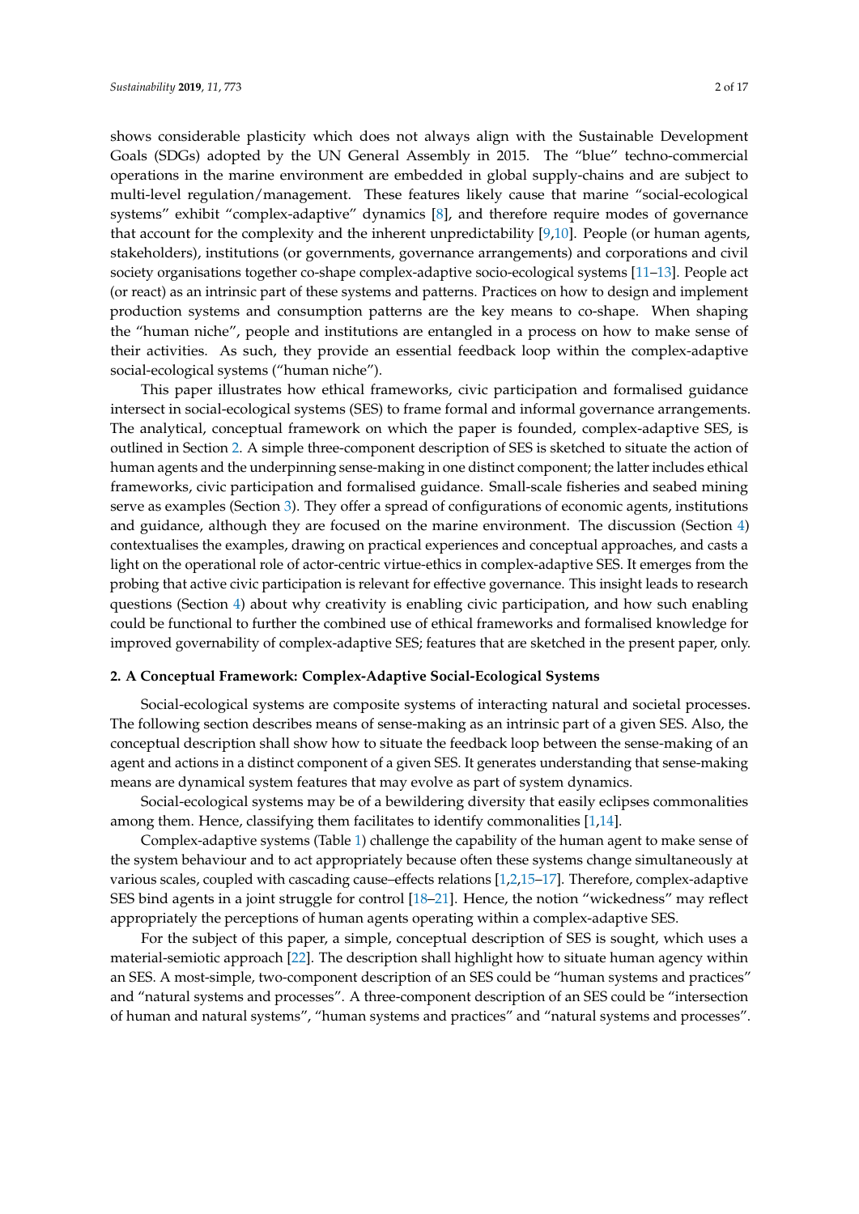shows considerable plasticity which does not always align with the Sustainable Development Goals (SDGs) adopted by the UN General Assembly in 2015. The "blue" techno-commercial operations in the marine environment are embedded in global supply-chains and are subject to multi-level regulation/management. These features likely cause that marine "social-ecological systems" exhibit "complex-adaptive" dynamics [8], and therefore require modes of governance that account for the complexity and the inherent unpredictability [9,10]. People (or human agents, stakeholders), institutions (or governments, governance arrangements) and corporations and civil society organisations together co-shape complex-adaptive socio-ecological systems [11–13]. People act (or react) as an intrinsic part of these systems and patterns. Practices on how to design and implement production systems and consumption patterns are the key means to co-shape. When shaping the "human niche", people and institutions are entangled in a process on how to make sense of their activities. As such, they provide an essential feedback loop within the complex-adaptive social-ecological systems ("human niche").

This paper illustrates how ethical frameworks, civic participation and formalised guidance intersect in social-ecological systems (SES) to frame formal and informal governance arrangements. The analytical, conceptual framework on which the paper is founded, complex-adaptive SES, is outlined in Section 2. A simple three-component description of SES is sketched to situate the action of human agents and the underpinning sense-making in one distinct component; the latter includes ethical frameworks, civic participation and formalised guidance. Small-scale fisheries and seabed mining serve as examples (Section 3). They offer a spread of configurations of economic agents, institutions and guidance, although they are focused on the marine environment. The discussion (Section 4) contextualises the examples, drawing on practical experiences and conceptual approaches, and casts a light on the operational role of actor-centric virtue-ethics in complex-adaptive SES. It emerges from the probing that active civic participation is relevant for effective governance. This insight leads to research questions (Section 4) about why creativity is enabling civic participation, and how such enabling could be functional to further the combined use of ethical frameworks and formalised knowledge for improved governability of complex-adaptive SES; features that are sketched in the present paper, only.

## 2. A Conceptual Framework: Complex-Adaptive Social-Ecological Systems

Social-ecological systems are composite systems of interacting natural and societal processes. The following section describes means of sense-making as an intrinsic part of a given SES. Also, the conceptual description shall show how to situate the feedback loop between the sense-making of an agent and actions in a distinct component of a given SES. It generates understanding that sense-making means are dynamical system features that may evolve as part of system dynamics.

Social-ecological systems may be of a bewildering diversity that easily eclipses commonalities among them. Hence, classifying them facilitates to identify commonalities [1,14].

Complex-adaptive systems (Table 1) challenge the capability of the human agent to make sense of the system behaviour and to act appropriately because often these systems change simultaneously at various scales, coupled with cascading cause–effects relations [1,2,15–17]. Therefore, complex-adaptive SES bind agents in a joint struggle for control [18–21]. Hence, the notion "wickedness" may reflect appropriately the perceptions of human agents operating within a complex-adaptive SES.

For the subject of this paper, a simple, conceptual description of SES is sought, which uses a material-semiotic approach [22]. The description shall highlight how to situate human agency within an SES. A most-simple, two-component description of an SES could be "human systems and practices" and "natural systems and processes". A three-component description of an SES could be "intersection of human and natural systems", "human systems and practices" and "natural systems and processes".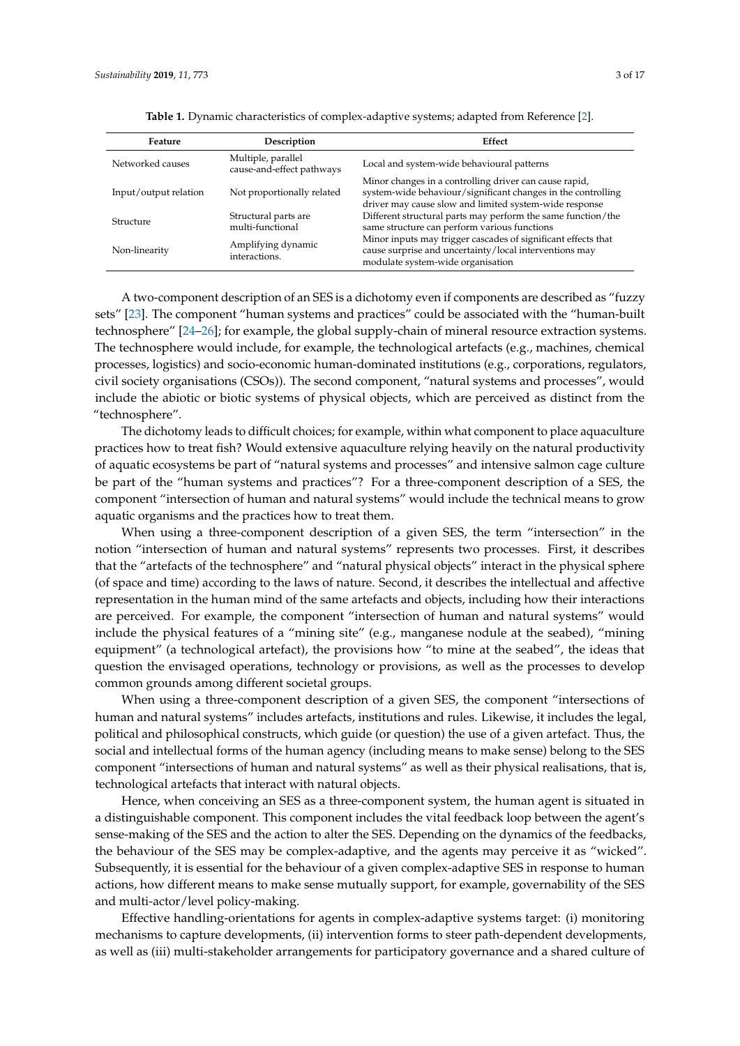**Table 1.** Dynamic characteristics of complex-adaptive systems; adapted from Reference [2].

| Feature | Description | Effect |
|---|---|---|
| Networked causes | Multiple, parallel cause-and-effect pathways | Local and system-wide behavioural patterns |
| Input/output relation | Not proportionally related | Minor changes in a controlling driver can cause rapid, system-wide behaviour/significant changes in the controlling driver may cause slow and limited system-wide response |
| Structure | Structural parts are multi-functional | Different structural parts may perform the same function/the same structure can perform various functions |
| Non-linearity | Amplifying dynamic interactions. | Minor inputs may trigger cascades of significant effects that cause surprise and uncertainty/local interventions may modulate system-wide organisation |

A two-component description of an SES is a dichotomy even if components are described as "fuzzy sets" [23]. The component "human systems and practices" could be associated with the "human-built technosphere" [24–26]; for example, the global supply-chain of mineral resource extraction systems. The technosphere would include, for example, the technological artefacts (e.g., machines, chemical processes, logistics) and socio-economic human-dominated institutions (e.g., corporations, regulators, civil society organisations (CSOs)). The second component, "natural systems and processes", would include the abiotic or biotic systems of physical objects, which are perceived as distinct from the "technosphere".

The dichotomy leads to difficult choices; for example, within what component to place aquaculture practices how to treat fish? Would extensive aquaculture relying heavily on the natural productivity of aquatic ecosystems be part of "natural systems and processes" and intensive salmon cage culture be part of the "human systems and practices"? For a three-component description of a SES, the component "intersection of human and natural systems" would include the technical means to grow aquatic organisms and the practices how to treat them.

When using a three-component description of a given SES, the term "intersection" in the notion "intersection of human and natural systems" represents two processes. First, it describes that the "artefacts of the technosphere" and "natural physical objects" interact in the physical sphere (of space and time) according to the laws of nature. Second, it describes the intellectual and affective representation in the human mind of the same artefacts and objects, including how their interactions are perceived. For example, the component "intersection of human and natural systems" would include the physical features of a "mining site" (e.g., manganese nodule at the seabed), "mining equipment" (a technological artefact), the provisions how "to mine at the seabed", the ideas that question the envisaged operations, technology or provisions, as well as the processes to develop common grounds among different societal groups.

When using a three-component description of a given SES, the component "intersections of human and natural systems" includes artefacts, institutions and rules. Likewise, it includes the legal, political and philosophical constructs, which guide (or question) the use of a given artefact. Thus, the social and intellectual forms of the human agency (including means to make sense) belong to the SES component "intersections of human and natural systems" as well as their physical realisations, that is, technological artefacts that interact with natural objects.

Hence, when conceiving an SES as a three-component system, the human agent is situated in a distinguishable component. This component includes the vital feedback loop between the agent's sense-making of the SES and the action to alter the SES. Depending on the dynamics of the feedbacks, the behaviour of the SES may be complex-adaptive, and the agents may perceive it as "wicked". Subsequently, it is essential for the behaviour of a given complex-adaptive SES in response to human actions, how different means to make sense mutually support, for example, governability of the SES and multi-actor/level policy-making.

Effective handling-orientations for agents in complex-adaptive systems target: (i) monitoring mechanisms to capture developments, (ii) intervention forms to steer path-dependent developments, as well as (iii) multi-stakeholder arrangements for participatory governance and a shared culture of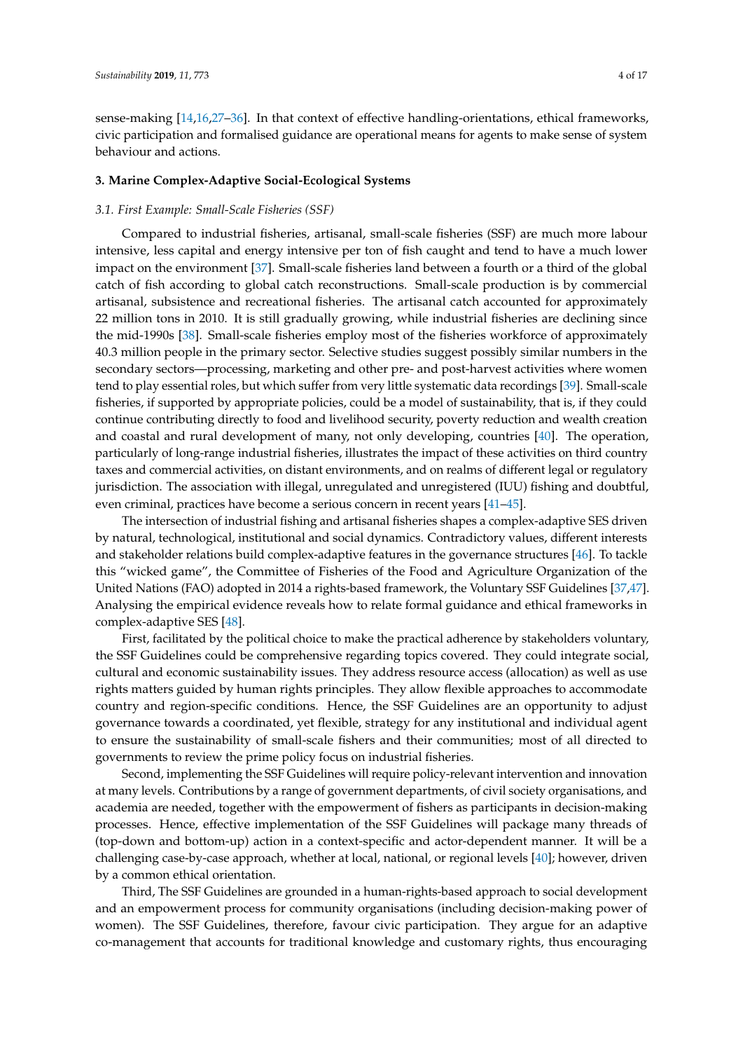sense-making [14,16,27–36]. In that context of effective handling-orientations, ethical frameworks, civic participation and formalised guidance are operational means for agents to make sense of system behaviour and actions.

## 3. Marine Complex-Adaptive Social-Ecological Systems

### *3.1. First Example: Small-Scale Fisheries (SSF)*

Compared to industrial fisheries, artisanal, small-scale fisheries (SSF) are much more labour intensive, less capital and energy intensive per ton of fish caught and tend to have a much lower impact on the environment [37]. Small-scale fisheries land between a fourth or a third of the global catch of fish according to global catch reconstructions. Small-scale production is by commercial artisanal, subsistence and recreational fisheries. The artisanal catch accounted for approximately 22 million tons in 2010. It is still gradually growing, while industrial fisheries are declining since the mid-1990s [38]. Small-scale fisheries employ most of the fisheries workforce of approximately 40.3 million people in the primary sector. Selective studies suggest possibly similar numbers in the secondary sectors—processing, marketing and other pre- and post-harvest activities where women tend to play essential roles, but which suffer from very little systematic data recordings [39]. Small-scale fisheries, if supported by appropriate policies, could be a model of sustainability, that is, if they could continue contributing directly to food and livelihood security, poverty reduction and wealth creation and coastal and rural development of many, not only developing, countries [40]. The operation, particularly of long-range industrial fisheries, illustrates the impact of these activities on third country taxes and commercial activities, on distant environments, and on realms of different legal or regulatory jurisdiction. The association with illegal, unregulated and unregistered (IUU) fishing and doubtful, even criminal, practices have become a serious concern in recent years [41–45].

The intersection of industrial fishing and artisanal fisheries shapes a complex-adaptive SES driven by natural, technological, institutional and social dynamics. Contradictory values, different interests and stakeholder relations build complex-adaptive features in the governance structures [46]. To tackle this "wicked game", the Committee of Fisheries of the Food and Agriculture Organization of the United Nations (FAO) adopted in 2014 a rights-based framework, the Voluntary SSF Guidelines [37,47]. Analysing the empirical evidence reveals how to relate formal guidance and ethical frameworks in complex-adaptive SES [48].

First, facilitated by the political choice to make the practical adherence by stakeholders voluntary, the SSF Guidelines could be comprehensive regarding topics covered. They could integrate social, cultural and economic sustainability issues. They address resource access (allocation) as well as use rights matters guided by human rights principles. They allow flexible approaches to accommodate country and region-specific conditions. Hence, the SSF Guidelines are an opportunity to adjust governance towards a coordinated, yet flexible, strategy for any institutional and individual agent to ensure the sustainability of small-scale fishers and their communities; most of all directed to governments to review the prime policy focus on industrial fisheries.

Second, implementing the SSF Guidelines will require policy-relevant intervention and innovation at many levels. Contributions by a range of government departments, of civil society organisations, and academia are needed, together with the empowerment of fishers as participants in decision-making processes. Hence, effective implementation of the SSF Guidelines will package many threads of (top-down and bottom-up) action in a context-specific and actor-dependent manner. It will be a challenging case-by-case approach, whether at local, national, or regional levels [40]; however, driven by a common ethical orientation.

Third, The SSF Guidelines are grounded in a human-rights-based approach to social development and an empowerment process for community organisations (including decision-making power of women). The SSF Guidelines, therefore, favour civic participation. They argue for an adaptive co-management that accounts for traditional knowledge and customary rights, thus encouraging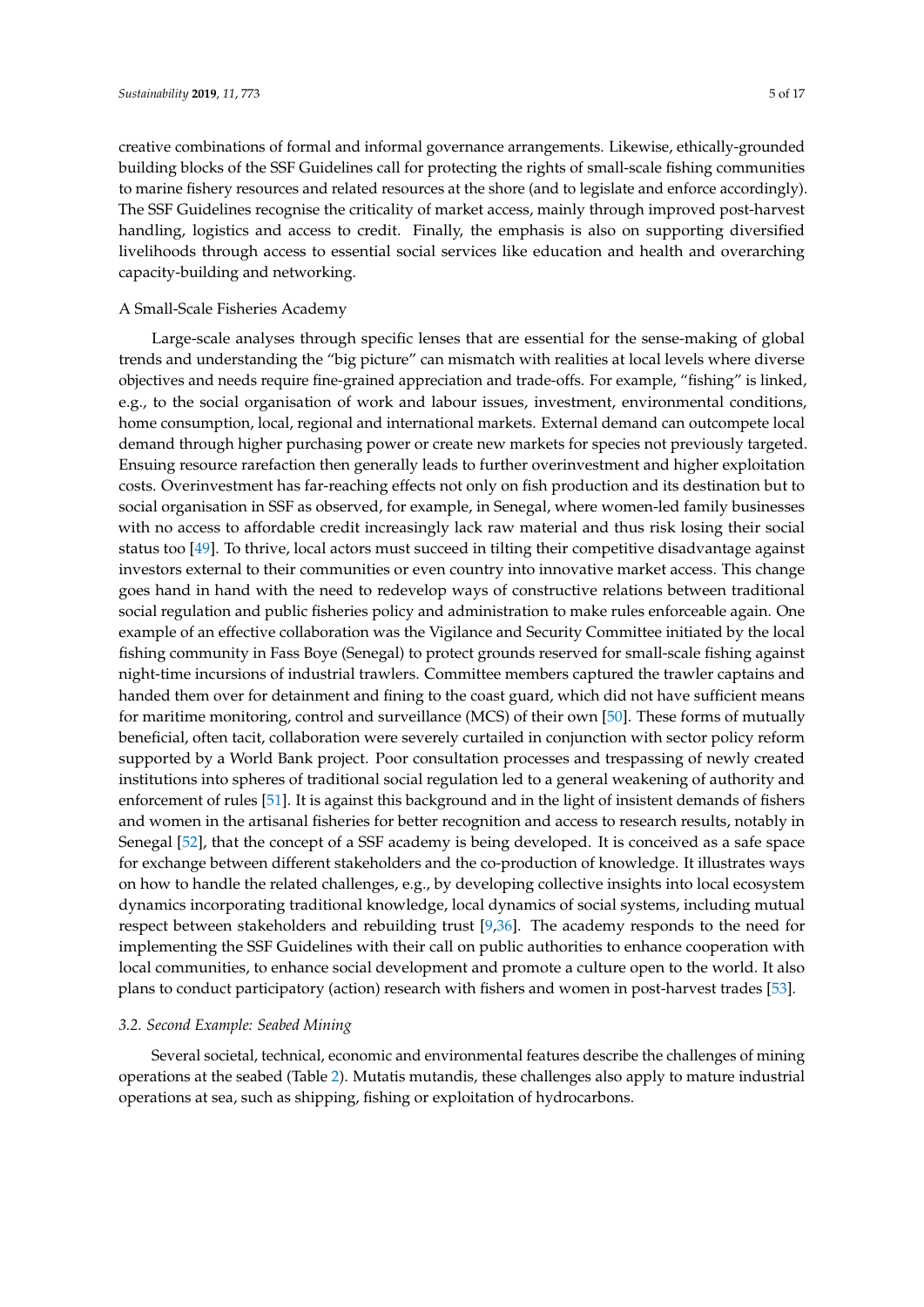creative combinations of formal and informal governance arrangements. Likewise, ethically-grounded building blocks of the SSF Guidelines call for protecting the rights of small-scale fishing communities to marine fishery resources and related resources at the shore (and to legislate and enforce accordingly). The SSF Guidelines recognise the criticality of market access, mainly through improved post-harvest handling, logistics and access to credit. Finally, the emphasis is also on supporting diversified livelihoods through access to essential social services like education and health and overarching capacity-building and networking.

A Small-Scale Fisheries Academy

Large-scale analyses through specific lenses that are essential for the sense-making of global trends and understanding the "big picture" can mismatch with realities at local levels where diverse objectives and needs require fine-grained appreciation and trade-offs. For example, "fishing" is linked, e.g., to the social organisation of work and labour issues, investment, environmental conditions, home consumption, local, regional and international markets. External demand can outcompete local demand through higher purchasing power or create new markets for species not previously targeted. Ensuing resource rarefaction then generally leads to further overinvestment and higher exploitation costs. Overinvestment has far-reaching effects not only on fish production and its destination but to social organisation in SSF as observed, for example, in Senegal, where women-led family businesses with no access to affordable credit increasingly lack raw material and thus risk losing their social status too [49]. To thrive, local actors must succeed in tilting their competitive disadvantage against investors external to their communities or even country into innovative market access. This change goes hand in hand with the need to redevelop ways of constructive relations between traditional social regulation and public fisheries policy and administration to make rules enforceable again. One example of an effective collaboration was the Vigilance and Security Committee initiated by the local fishing community in Fass Boye (Senegal) to protect grounds reserved for small-scale fishing against night-time incursions of industrial trawlers. Committee members captured the trawler captains and handed them over for detainment and fining to the coast guard, which did not have sufficient means for maritime monitoring, control and surveillance (MCS) of their own [50]. These forms of mutually beneficial, often tacit, collaboration were severely curtailed in conjunction with sector policy reform supported by a World Bank project. Poor consultation processes and trespassing of newly created institutions into spheres of traditional social regulation led to a general weakening of authority and enforcement of rules [51]. It is against this background and in the light of insistent demands of fishers and women in the artisanal fisheries for better recognition and access to research results, notably in Senegal [52], that the concept of a SSF academy is being developed. It is conceived as a safe space for exchange between different stakeholders and the co-production of knowledge. It illustrates ways on how to handle the related challenges, e.g., by developing collective insights into local ecosystem dynamics incorporating traditional knowledge, local dynamics of social systems, including mutual respect between stakeholders and rebuilding trust [9,36]. The academy responds to the need for implementing the SSF Guidelines with their call on public authorities to enhance cooperation with local communities, to enhance social development and promote a culture open to the world. It also plans to conduct participatory (action) research with fishers and women in post-harvest trades [53].

### *3.2. Second Example: Seabed Mining*

Several societal, technical, economic and environmental features describe the challenges of mining operations at the seabed (Table 2). Mutatis mutandis, these challenges also apply to mature industrial operations at sea, such as shipping, fishing or exploitation of hydrocarbons.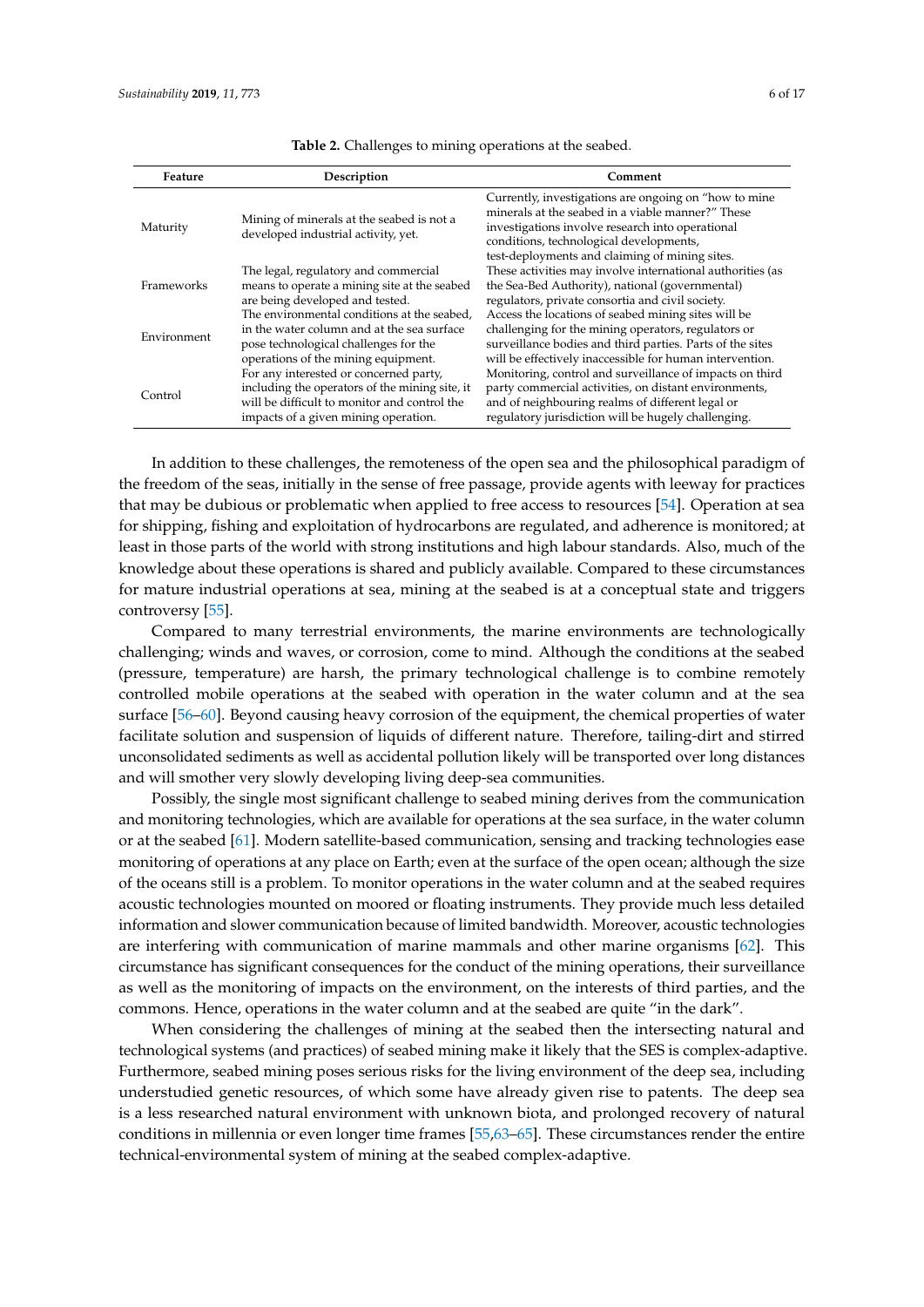**Table 2.** Challenges to mining operations at the seabed.

| Feature | Description | Comment |
|---|---|---|
| Maturity | Mining of minerals at the seabed is not a developed industrial activity, yet. | Currently, investigations are ongoing on "how to mine minerals at the seabed in a viable manner?" These investigations involve research into operational conditions, technological developments, test-deployments and claiming of mining sites. |
| Frameworks | The legal, regulatory and commercial means to operate a mining site at the seabed are being developed and tested. | These activities may involve international authorities (as the Sea-Bed Authority), national (governmental) regulators, private consortia and civil society. |
| Environment | The environmental conditions at the seabed, in the water column and at the sea surface pose technological challenges for the operations of the mining equipment. | Access the locations of seabed mining sites will be challenging for the mining operators, regulators or surveillance bodies and third parties. Parts of the sites will be effectively inaccessible for human intervention. |
| Control | For any interested or concerned party, including the operators of the mining site, it will be difficult to monitor and control the impacts of a given mining operation. | Monitoring, control and surveillance of impacts on third party commercial activities, on distant environments, and of neighbouring realms of different legal or regulatory jurisdiction will be hugely challenging. |

In addition to these challenges, the remoteness of the open sea and the philosophical paradigm of the freedom of the seas, initially in the sense of free passage, provide agents with leeway for practices that may be dubious or problematic when applied to free access to resources [54]. Operation at sea for shipping, fishing and exploitation of hydrocarbons are regulated, and adherence is monitored; at least in those parts of the world with strong institutions and high labour standards. Also, much of the knowledge about these operations is shared and publicly available. Compared to these circumstances for mature industrial operations at sea, mining at the seabed is at a conceptual state and triggers controversy [55].

Compared to many terrestrial environments, the marine environments are technologically challenging; winds and waves, or corrosion, come to mind. Although the conditions at the seabed (pressure, temperature) are harsh, the primary technological challenge is to combine remotely controlled mobile operations at the seabed with operation in the water column and at the sea surface [56–60]. Beyond causing heavy corrosion of the equipment, the chemical properties of water facilitate solution and suspension of liquids of different nature. Therefore, tailing-dirt and stirred unconsolidated sediments as well as accidental pollution likely will be transported over long distances and will smother very slowly developing living deep-sea communities.

Possibly, the single most significant challenge to seabed mining derives from the communication and monitoring technologies, which are available for operations at the sea surface, in the water column or at the seabed [61]. Modern satellite-based communication, sensing and tracking technologies ease monitoring of operations at any place on Earth; even at the surface of the open ocean; although the size of the oceans still is a problem. To monitor operations in the water column and at the seabed requires acoustic technologies mounted on moored or floating instruments. They provide much less detailed information and slower communication because of limited bandwidth. Moreover, acoustic technologies are interfering with communication of marine mammals and other marine organisms [62]. This circumstance has significant consequences for the conduct of the mining operations, their surveillance as well as the monitoring of impacts on the environment, on the interests of third parties, and the commons. Hence, operations in the water column and at the seabed are quite "in the dark".

When considering the challenges of mining at the seabed then the intersecting natural and technological systems (and practices) of seabed mining make it likely that the SES is complex-adaptive. Furthermore, seabed mining poses serious risks for the living environment of the deep sea, including understudied genetic resources, of which some have already given rise to patents. The deep sea is a less researched natural environment with unknown biota, and prolonged recovery of natural conditions in millennia or even longer time frames [55,63–65]. These circumstances render the entire technical-environmental system of mining at the seabed complex-adaptive.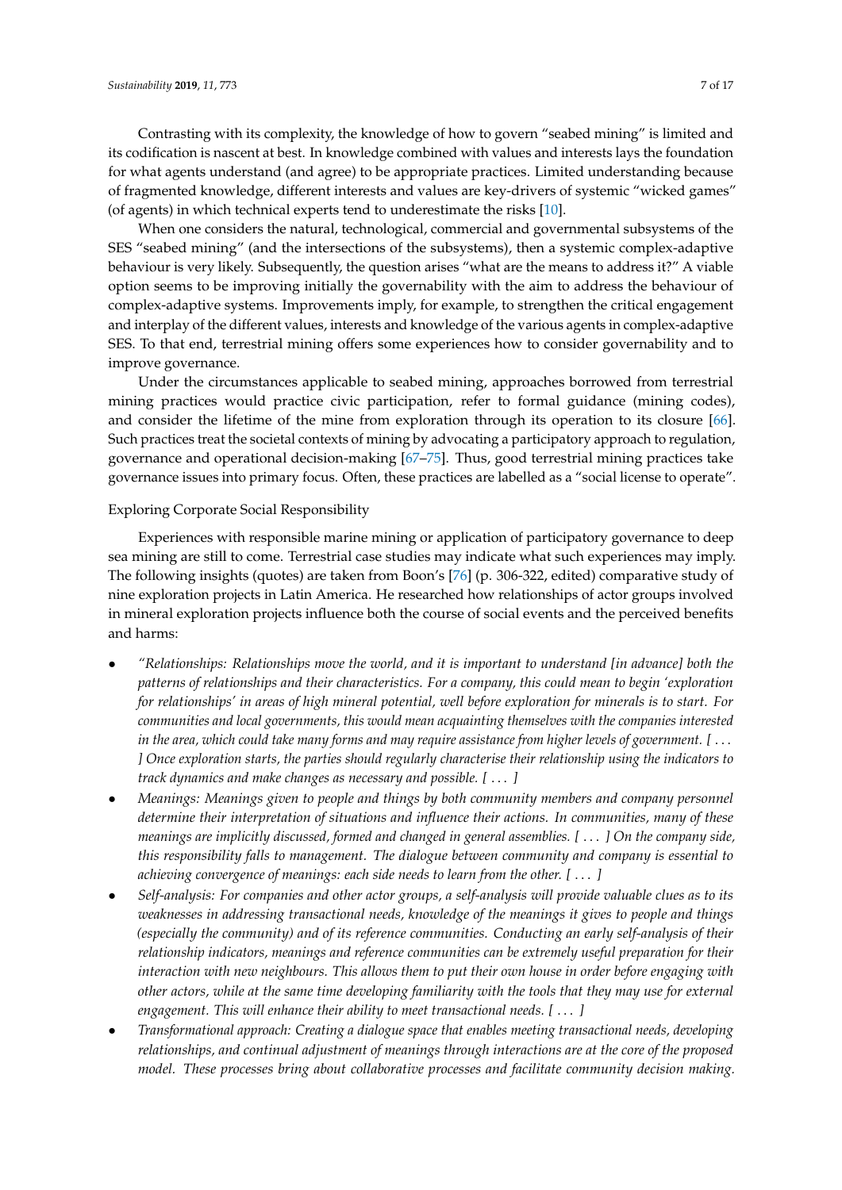Contrasting with its complexity, the knowledge of how to govern "seabed mining" is limited and its codification is nascent at best. In knowledge combined with values and interests lays the foundation for what agents understand (and agree) to be appropriate practices. Limited understanding because of fragmented knowledge, different interests and values are key-drivers of systemic "wicked games" (of agents) in which technical experts tend to underestimate the risks [10].

When one considers the natural, technological, commercial and governmental subsystems of the SES "seabed mining" (and the intersections of the subsystems), then a systemic complex-adaptive behaviour is very likely. Subsequently, the question arises "what are the means to address it?" A viable option seems to be improving initially the governability with the aim to address the behaviour of complex-adaptive systems. Improvements imply, for example, to strengthen the critical engagement and interplay of the different values, interests and knowledge of the various agents in complex-adaptive SES. To that end, terrestrial mining offers some experiences how to consider governability and to improve governance.

Under the circumstances applicable to seabed mining, approaches borrowed from terrestrial mining practices would practice civic participation, refer to formal guidance (mining codes), and consider the lifetime of the mine from exploration through its operation to its closure [66]. Such practices treat the societal contexts of mining by advocating a participatory approach to regulation, governance and operational decision-making [67–75]. Thus, good terrestrial mining practices take governance issues into primary focus. Often, these practices are labelled as a "social license to operate".

Exploring Corporate Social Responsibility

Experiences with responsible marine mining or application of participatory governance to deep sea mining are still to come. Terrestrial case studies may indicate what such experiences may imply. The following insights (quotes) are taken from Boon's [76] (p. 306-322, edited) comparative study of nine exploration projects in Latin America. He researched how relationships of actor groups involved in mineral exploration projects influence both the course of social events and the perceived benefits and harms:

- *"Relationships: Relationships move the world, and it is important to understand [in advance] both the patterns of relationships and their characteristics. For a company, this could mean to begin 'exploration for relationships' in areas of high mineral potential, well before exploration for minerals is to start. For communities and local governments, this would mean acquainting themselves with the companies interested in the area, which could take many forms and may require assistance from higher levels of government. [ . . . ] Once exploration starts, the parties should regularly characterise their relationship using the indicators to track dynamics and make changes as necessary and possible. [ . . . ]*
- *Meanings: Meanings given to people and things by both community members and company personnel determine their interpretation of situations and influence their actions. In communities, many of these meanings are implicitly discussed, formed and changed in general assemblies. [ . . . ] On the company side, this responsibility falls to management. The dialogue between community and company is essential to achieving convergence of meanings: each side needs to learn from the other. [ . . . ]*
- *Self-analysis: For companies and other actor groups, a self-analysis will provide valuable clues as to its weaknesses in addressing transactional needs, knowledge of the meanings it gives to people and things (especially the community) and of its reference communities. Conducting an early self-analysis of their relationship indicators, meanings and reference communities can be extremely useful preparation for their interaction with new neighbours. This allows them to put their own house in order before engaging with other actors, while at the same time developing familiarity with the tools that they may use for external engagement. This will enhance their ability to meet transactional needs. [ . . . ]*
- *Transformational approach: Creating a dialogue space that enables meeting transactional needs, developing relationships, and continual adjustment of meanings through interactions are at the core of the proposed model. These processes bring about collaborative processes and facilitate community decision making.*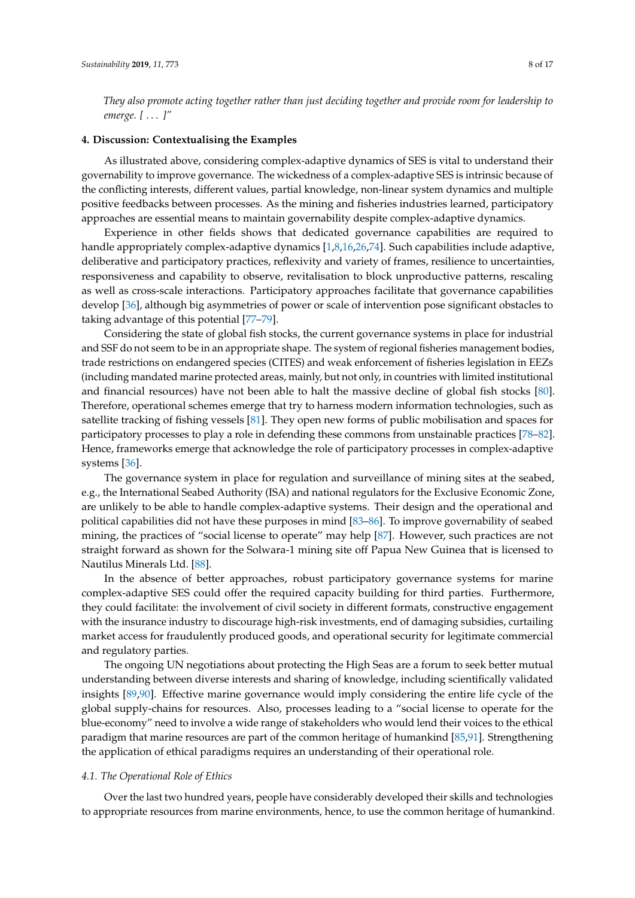*They also promote acting together rather than just deciding together and provide room for leadership to emerge. [ . . . ]"*

## 4. Discussion: Contextualising the Examples

As illustrated above, considering complex-adaptive dynamics of SES is vital to understand their governability to improve governance. The wickedness of a complex-adaptive SES is intrinsic because of the conflicting interests, different values, partial knowledge, non-linear system dynamics and multiple positive feedbacks between processes. As the mining and fisheries industries learned, participatory approaches are essential means to maintain governability despite complex-adaptive dynamics.

Experience in other fields shows that dedicated governance capabilities are required to handle appropriately complex-adaptive dynamics [1,8,16,26,74]. Such capabilities include adaptive, deliberative and participatory practices, reflexivity and variety of frames, resilience to uncertainties, responsiveness and capability to observe, revitalisation to block unproductive patterns, rescaling as well as cross-scale interactions. Participatory approaches facilitate that governance capabilities develop [36], although big asymmetries of power or scale of intervention pose significant obstacles to taking advantage of this potential [77–79].

Considering the state of global fish stocks, the current governance systems in place for industrial and SSF do not seem to be in an appropriate shape. The system of regional fisheries management bodies, trade restrictions on endangered species (CITES) and weak enforcement of fisheries legislation in EEZs (including mandated marine protected areas, mainly, but not only, in countries with limited institutional and financial resources) have not been able to halt the massive decline of global fish stocks [80]. Therefore, operational schemes emerge that try to harness modern information technologies, such as satellite tracking of fishing vessels [81]. They open new forms of public mobilisation and spaces for participatory processes to play a role in defending these commons from unstainable practices [78–82]. Hence, frameworks emerge that acknowledge the role of participatory processes in complex-adaptive systems [36].

The governance system in place for regulation and surveillance of mining sites at the seabed, e.g., the International Seabed Authority (ISA) and national regulators for the Exclusive Economic Zone, are unlikely to be able to handle complex-adaptive systems. Their design and the operational and political capabilities did not have these purposes in mind [83–86]. To improve governability of seabed mining, the practices of "social license to operate" may help [87]. However, such practices are not straight forward as shown for the Solwara-1 mining site off Papua New Guinea that is licensed to Nautilus Minerals Ltd. [88].

In the absence of better approaches, robust participatory governance systems for marine complex-adaptive SES could offer the required capacity building for third parties. Furthermore, they could facilitate: the involvement of civil society in different formats, constructive engagement with the insurance industry to discourage high-risk investments, end of damaging subsidies, curtailing market access for fraudulently produced goods, and operational security for legitimate commercial and regulatory parties.

The ongoing UN negotiations about protecting the High Seas are a forum to seek better mutual understanding between diverse interests and sharing of knowledge, including scientifically validated insights [89,90]. Effective marine governance would imply considering the entire life cycle of the global supply-chains for resources. Also, processes leading to a "social license to operate for the blue-economy" need to involve a wide range of stakeholders who would lend their voices to the ethical paradigm that marine resources are part of the common heritage of humankind [85,91]. Strengthening the application of ethical paradigms requires an understanding of their operational role.

### *4.1. The Operational Role of Ethics*

Over the last two hundred years, people have considerably developed their skills and technologies to appropriate resources from marine environments, hence, to use the common heritage of humankind.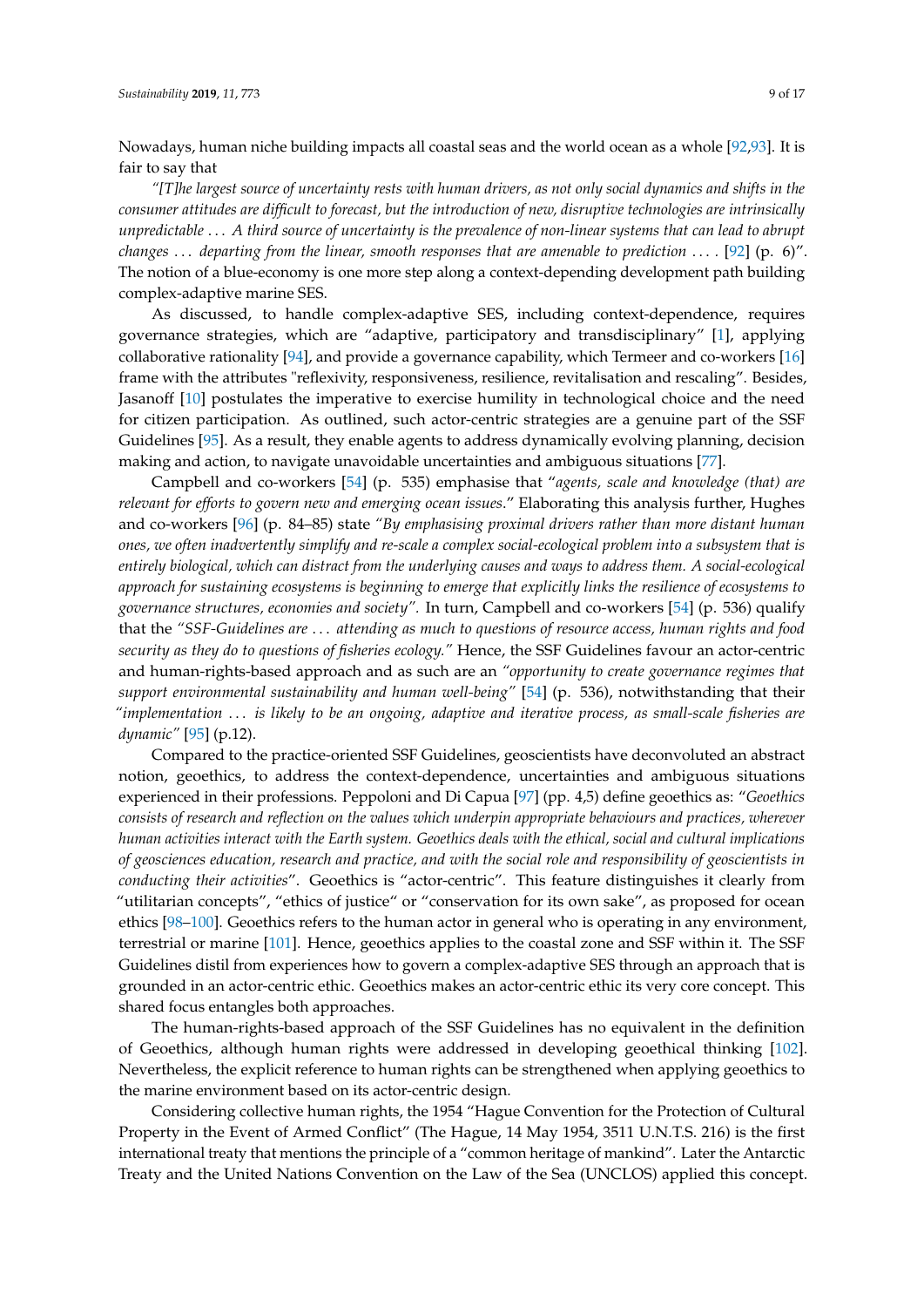Nowadays, human niche building impacts all coastal seas and the world ocean as a whole [92,93]. It is fair to say that

*"[T]he largest source of uncertainty rests with human drivers, as not only social dynamics and shifts in the consumer attitudes are difficult to forecast, but the introduction of new, disruptive technologies are intrinsically unpredictable . . . A third source of uncertainty is the prevalence of non-linear systems that can lead to abrupt changes . . . departing from the linear, smooth responses that are amenable to prediction . . . .* [92] (p. 6)". The notion of a blue-economy is one more step along a context-depending development path building complex-adaptive marine SES.

As discussed, to handle complex-adaptive SES, including context-dependence, requires governance strategies, which are "adaptive, participatory and transdisciplinary" [1], applying collaborative rationality [94], and provide a governance capability, which Termeer and co-workers [16] frame with the attributes "reflexivity, responsiveness, resilience, revitalisation and rescaling". Besides, Jasanoff [10] postulates the imperative to exercise humility in technological choice and the need for citizen participation. As outlined, such actor-centric strategies are a genuine part of the SSF Guidelines [95]. As a result, they enable agents to address dynamically evolving planning, decision making and action, to navigate unavoidable uncertainties and ambiguous situations [77].

Campbell and co-workers [54] (p. 535) emphasise that "*agents, scale and knowledge (that) are relevant for efforts to govern new and emerging ocean issues*." Elaborating this analysis further, Hughes and co-workers [96] (p. 84–85) state *"By emphasising proximal drivers rather than more distant human ones, we often inadvertently simplify and re-scale a complex social-ecological problem into a subsystem that is entirely biological, which can distract from the underlying causes and ways to address them. A social-ecological approach for sustaining ecosystems is beginning to emerge that explicitly links the resilience of ecosystems to governance structures, economies and society".* In turn, Campbell and co-workers [54] (p. 536) qualify that the *"SSF-Guidelines are . . . attending as much to questions of resource access, human rights and food security as they do to questions of fisheries ecology."* Hence, the SSF Guidelines favour an actor-centric and human-rights-based approach and as such are an *"opportunity to create governance regimes that support environmental sustainability and human well-being"* [54] (p. 536), notwithstanding that their *"implementation . . . is likely to be an ongoing, adaptive and iterative process, as small-scale fisheries are dynamic"* [95] (p.12).

Compared to the practice-oriented SSF Guidelines, geoscientists have deconvoluted an abstract notion, geoethics, to address the context-dependence, uncertainties and ambiguous situations experienced in their professions. Peppoloni and Di Capua [97] (pp. 4,5) define geoethics as: "*Geoethics consists of research and reflection on the values which underpin appropriate behaviours and practices, wherever human activities interact with the Earth system. Geoethics deals with the ethical, social and cultural implications of geosciences education, research and practice, and with the social role and responsibility of geoscientists in conducting their activities*". Geoethics is "actor-centric". This feature distinguishes it clearly from "utilitarian concepts", "ethics of justice" or "conservation for its own sake", as proposed for ocean ethics [98–100]. Geoethics refers to the human actor in general who is operating in any environment, terrestrial or marine [101]. Hence, geoethics applies to the coastal zone and SSF within it. The SSF Guidelines distil from experiences how to govern a complex-adaptive SES through an approach that is grounded in an actor-centric ethic. Geoethics makes an actor-centric ethic its very core concept. This shared focus entangles both approaches.

The human-rights-based approach of the SSF Guidelines has no equivalent in the definition of Geoethics, although human rights were addressed in developing geoethical thinking [102]. Nevertheless, the explicit reference to human rights can be strengthened when applying geoethics to the marine environment based on its actor-centric design.

Considering collective human rights, the 1954 "Hague Convention for the Protection of Cultural Property in the Event of Armed Conflict" (The Hague, 14 May 1954, 3511 U.N.T.S. 216) is the first international treaty that mentions the principle of a "common heritage of mankind". Later the Antarctic Treaty and the United Nations Convention on the Law of the Sea (UNCLOS) applied this concept.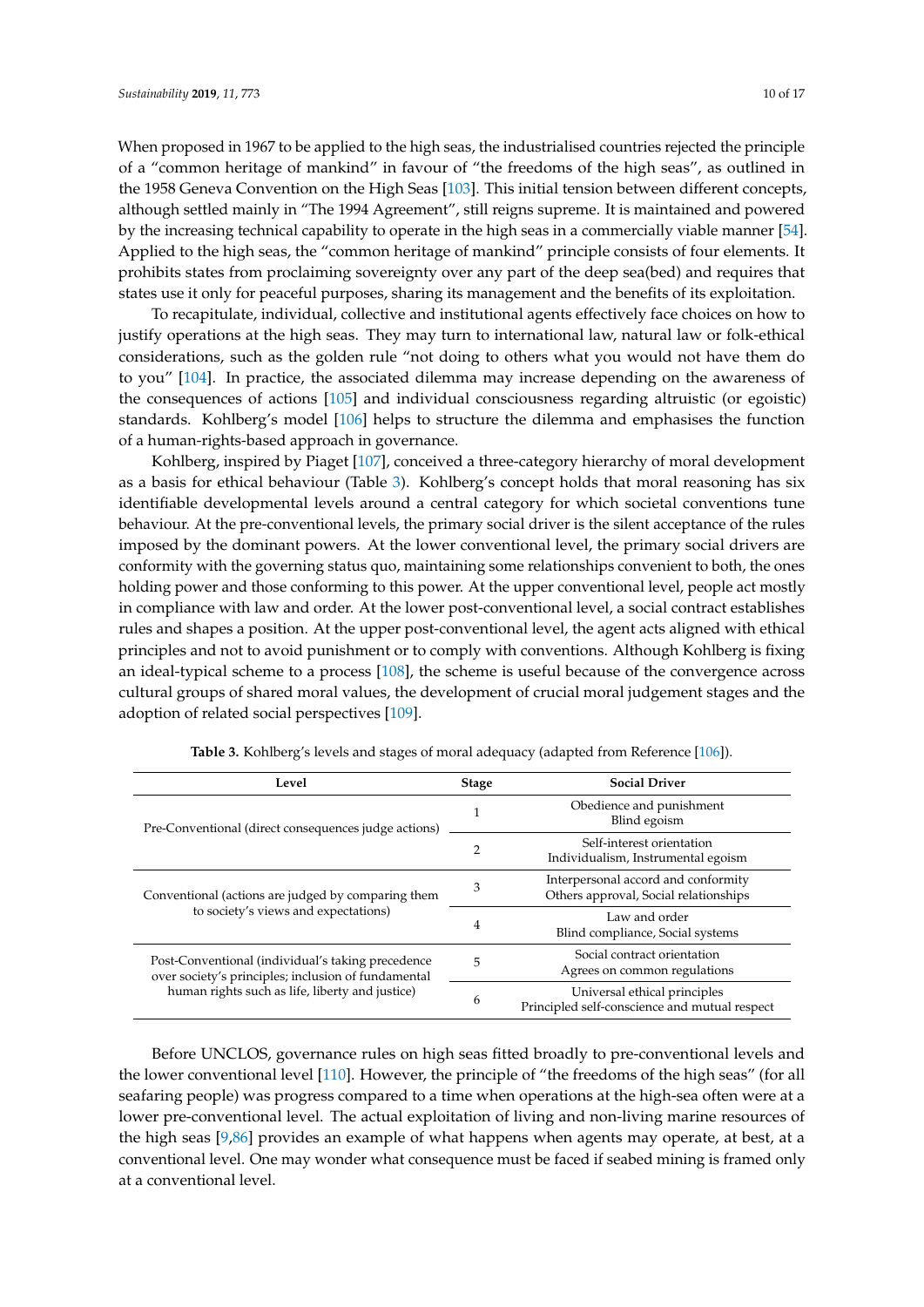When proposed in 1967 to be applied to the high seas, the industrialised countries rejected the principle of a "common heritage of mankind" in favour of "the freedoms of the high seas", as outlined in the 1958 Geneva Convention on the High Seas [103]. This initial tension between different concepts, although settled mainly in "The 1994 Agreement", still reigns supreme. It is maintained and powered by the increasing technical capability to operate in the high seas in a commercially viable manner [54]. Applied to the high seas, the "common heritage of mankind" principle consists of four elements. It prohibits states from proclaiming sovereignty over any part of the deep sea(bed) and requires that states use it only for peaceful purposes, sharing its management and the benefits of its exploitation.

To recapitulate, individual, collective and institutional agents effectively face choices on how to justify operations at the high seas. They may turn to international law, natural law or folk-ethical considerations, such as the golden rule "not doing to others what you would not have them do to you" [104]. In practice, the associated dilemma may increase depending on the awareness of the consequences of actions [105] and individual consciousness regarding altruistic (or egoistic) standards. Kohlberg's model [106] helps to structure the dilemma and emphasises the function of a human-rights-based approach in governance.

Kohlberg, inspired by Piaget [107], conceived a three-category hierarchy of moral development as a basis for ethical behaviour (Table 3). Kohlberg's concept holds that moral reasoning has six identifiable developmental levels around a central category for which societal conventions tune behaviour. At the pre-conventional levels, the primary social driver is the silent acceptance of the rules imposed by the dominant powers. At the lower conventional level, the primary social drivers are conformity with the governing status quo, maintaining some relationships convenient to both, the ones holding power and those conforming to this power. At the upper conventional level, people act mostly in compliance with law and order. At the lower post-conventional level, a social contract establishes rules and shapes a position. At the upper post-conventional level, the agent acts aligned with ethical principles and not to avoid punishment or to comply with conventions. Although Kohlberg is fixing an ideal-typical scheme to a process [108], the scheme is useful because of the convergence across cultural groups of shared moral values, the development of crucial moral judgement stages and the adoption of related social perspectives [109].

**Table 3.** Kohlberg's levels and stages of moral adequacy (adapted from Reference [106]).

| Level | Stage | Social Driver |
| --- | --- | --- |
| Pre-Conventional (direct consequences judge actions) | 1 | Obedience and punishment<br>Blind egoism |
| | 2 | Self-interest orientation<br>Individualism, Instrumental egoism |
| Conventional (actions are judged by comparing them to society's views and expectations) | 3 | Interpersonal accord and conformity<br>Others approval, Social relationships |
| | 4 | Law and order<br>Blind compliance, Social systems |
| Post-Conventional (individual's taking precedence over society's principles; inclusion of fundamental human rights such as life, liberty and justice) | 5 | Social contract orientation<br>Agrees on common regulations |
| | 6 | Universal ethical principles<br>Principled self-conscience and mutual respect |

Before UNCLOS, governance rules on high seas fitted broadly to pre-conventional levels and the lower conventional level [110]. However, the principle of "the freedoms of the high seas" (for all seafaring people) was progress compared to a time when operations at the high-sea often were at a lower pre-conventional level. The actual exploitation of living and non-living marine resources of the high seas [9,86] provides an example of what happens when agents may operate, at best, at a conventional level. One may wonder what consequence must be faced if seabed mining is framed only at a conventional level.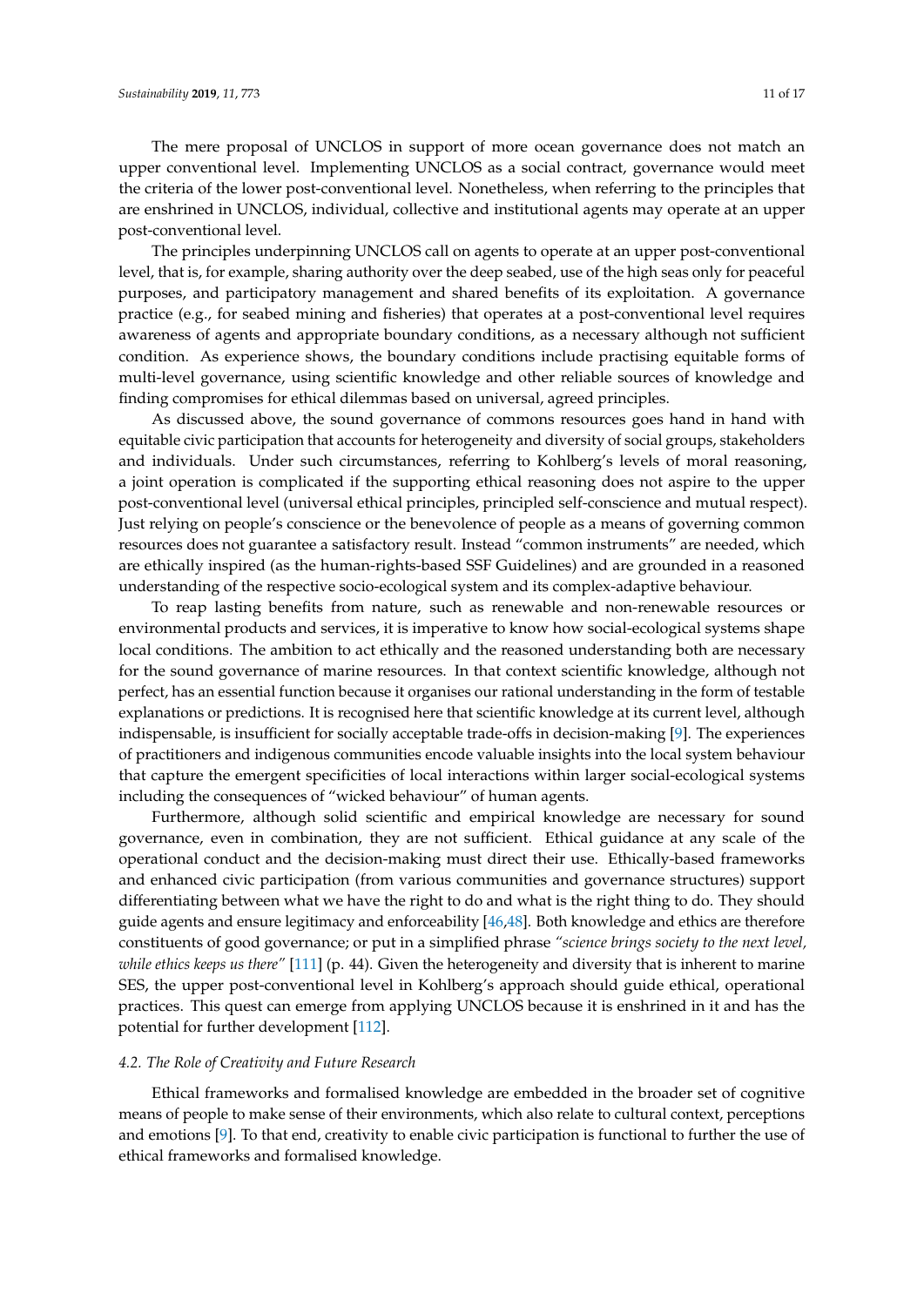The mere proposal of UNCLOS in support of more ocean governance does not match an upper conventional level. Implementing UNCLOS as a social contract, governance would meet the criteria of the lower post-conventional level. Nonetheless, when referring to the principles that are enshrined in UNCLOS, individual, collective and institutional agents may operate at an upper post-conventional level.

The principles underpinning UNCLOS call on agents to operate at an upper post-conventional level, that is, for example, sharing authority over the deep seabed, use of the high seas only for peaceful purposes, and participatory management and shared benefits of its exploitation. A governance practice (e.g., for seabed mining and fisheries) that operates at a post-conventional level requires awareness of agents and appropriate boundary conditions, as a necessary although not sufficient condition. As experience shows, the boundary conditions include practising equitable forms of multi-level governance, using scientific knowledge and other reliable sources of knowledge and finding compromises for ethical dilemmas based on universal, agreed principles.

As discussed above, the sound governance of commons resources goes hand in hand with equitable civic participation that accounts for heterogeneity and diversity of social groups, stakeholders and individuals. Under such circumstances, referring to Kohlberg's levels of moral reasoning, a joint operation is complicated if the supporting ethical reasoning does not aspire to the upper post-conventional level (universal ethical principles, principled self-conscience and mutual respect). Just relying on people's conscience or the benevolence of people as a means of governing common resources does not guarantee a satisfactory result. Instead "common instruments" are needed, which are ethically inspired (as the human-rights-based SSF Guidelines) and are grounded in a reasoned understanding of the respective socio-ecological system and its complex-adaptive behaviour.

To reap lasting benefits from nature, such as renewable and non-renewable resources or environmental products and services, it is imperative to know how social-ecological systems shape local conditions. The ambition to act ethically and the reasoned understanding both are necessary for the sound governance of marine resources. In that context scientific knowledge, although not perfect, has an essential function because it organises our rational understanding in the form of testable explanations or predictions. It is recognised here that scientific knowledge at its current level, although indispensable, is insufficient for socially acceptable trade-offs in decision-making [9]. The experiences of practitioners and indigenous communities encode valuable insights into the local system behaviour that capture the emergent specificities of local interactions within larger social-ecological systems including the consequences of "wicked behaviour" of human agents.

Furthermore, although solid scientific and empirical knowledge are necessary for sound governance, even in combination, they are not sufficient. Ethical guidance at any scale of the operational conduct and the decision-making must direct their use. Ethically-based frameworks and enhanced civic participation (from various communities and governance structures) support differentiating between what we have the right to do and what is the right thing to do. They should guide agents and ensure legitimacy and enforceability [46,48]. Both knowledge and ethics are therefore constituents of good governance; or put in a simplified phrase *"science brings society to the next level, while ethics keeps us there"* [111] (p. 44). Given the heterogeneity and diversity that is inherent to marine SES, the upper post-conventional level in Kohlberg's approach should guide ethical, operational practices. This quest can emerge from applying UNCLOS because it is enshrined in it and has the potential for further development [112].

### *4.2. The Role of Creativity and Future Research*

Ethical frameworks and formalised knowledge are embedded in the broader set of cognitive means of people to make sense of their environments, which also relate to cultural context, perceptions and emotions [9]. To that end, creativity to enable civic participation is functional to further the use of ethical frameworks and formalised knowledge.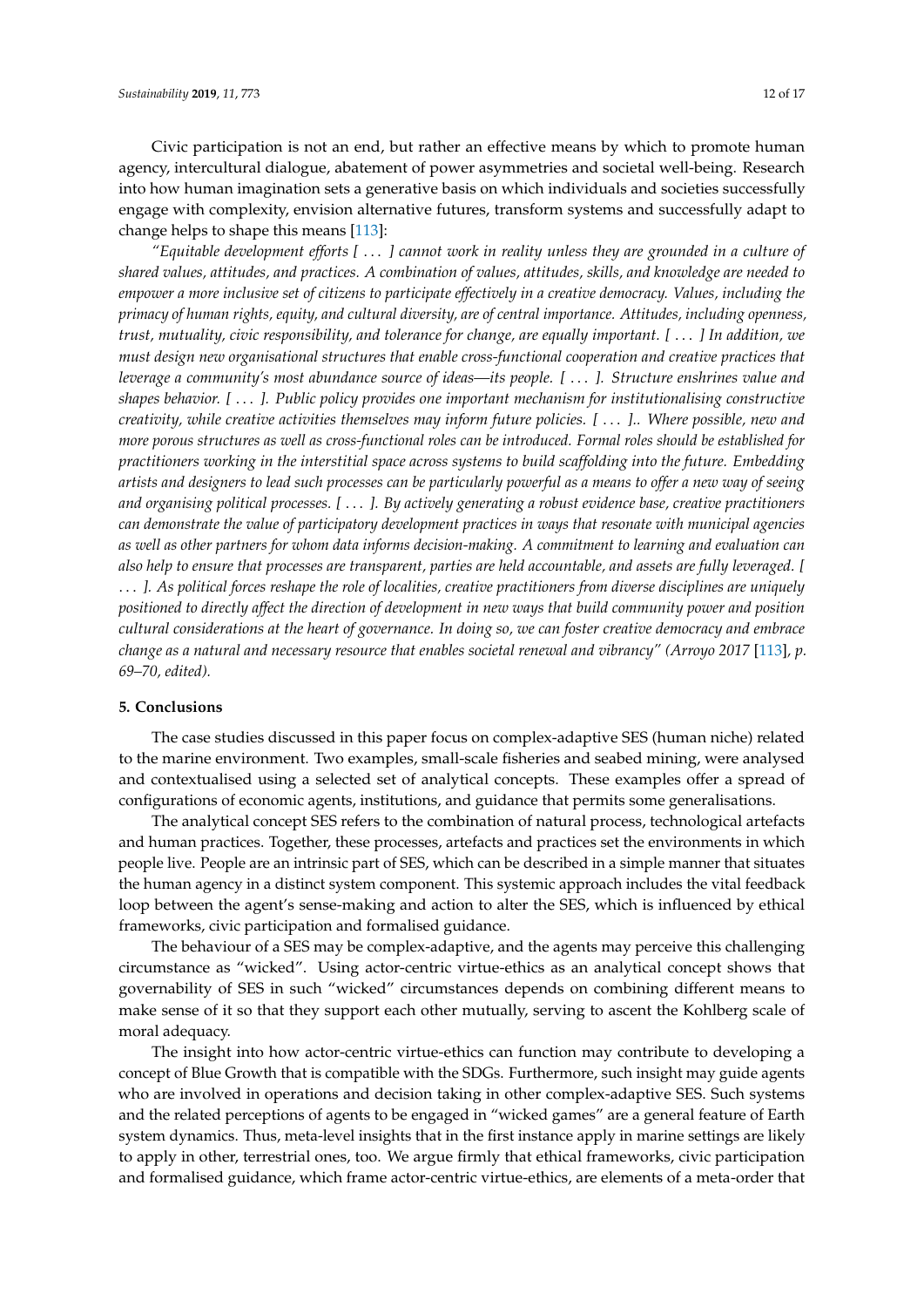Civic participation is not an end, but rather an effective means by which to promote human agency, intercultural dialogue, abatement of power asymmetries and societal well-being. Research into how human imagination sets a generative basis on which individuals and societies successfully engage with complexity, envision alternative futures, transform systems and successfully adapt to change helps to shape this means [113]:

*"Equitable development efforts [ . . . ] cannot work in reality unless they are grounded in a culture of shared values, attitudes, and practices. A combination of values, attitudes, skills, and knowledge are needed to empower a more inclusive set of citizens to participate effectively in a creative democracy. Values, including the primacy of human rights, equity, and cultural diversity, are of central importance. Attitudes, including openness, trust, mutuality, civic responsibility, and tolerance for change, are equally important. [ . . . ] In addition, we must design new organisational structures that enable cross-functional cooperation and creative practices that leverage a community's most abundance source of ideas—its people. [ . . . ]. Structure enshrines value and shapes behavior. [ . . . ]. Public policy provides one important mechanism for institutionalising constructive creativity, while creative activities themselves may inform future policies. [ . . . ].. Where possible, new and more porous structures as well as cross-functional roles can be introduced. Formal roles should be established for practitioners working in the interstitial space across systems to build scaffolding into the future. Embedding artists and designers to lead such processes can be particularly powerful as a means to offer a new way of seeing and organising political processes. [ . . . ]. By actively generating a robust evidence base, creative practitioners can demonstrate the value of participatory development practices in ways that resonate with municipal agencies as well as other partners for whom data informs decision-making. A commitment to learning and evaluation can also help to ensure that processes are transparent, parties are held accountable, and assets are fully leveraged. [ . . . ]. As political forces reshape the role of localities, creative practitioners from diverse disciplines are uniquely positioned to directly affect the direction of development in new ways that build community power and position cultural considerations at the heart of governance. In doing so, we can foster creative democracy and embrace change as a natural and necessary resource that enables societal renewal and vibrancy" (Arroyo 2017* [113], *p. 69–70, edited).*

## 5. Conclusions

The case studies discussed in this paper focus on complex-adaptive SES (human niche) related to the marine environment. Two examples, small-scale fisheries and seabed mining, were analysed and contextualised using a selected set of analytical concepts. These examples offer a spread of configurations of economic agents, institutions, and guidance that permits some generalisations.

The analytical concept SES refers to the combination of natural process, technological artefacts and human practices. Together, these processes, artefacts and practices set the environments in which people live. People are an intrinsic part of SES, which can be described in a simple manner that situates the human agency in a distinct system component. This systemic approach includes the vital feedback loop between the agent's sense-making and action to alter the SES, which is influenced by ethical frameworks, civic participation and formalised guidance.

The behaviour of a SES may be complex-adaptive, and the agents may perceive this challenging circumstance as "wicked". Using actor-centric virtue-ethics as an analytical concept shows that governability of SES in such "wicked" circumstances depends on combining different means to make sense of it so that they support each other mutually, serving to ascent the Kohlberg scale of moral adequacy.

The insight into how actor-centric virtue-ethics can function may contribute to developing a concept of Blue Growth that is compatible with the SDGs. Furthermore, such insight may guide agents who are involved in operations and decision taking in other complex-adaptive SES. Such systems and the related perceptions of agents to be engaged in "wicked games" are a general feature of Earth system dynamics. Thus, meta-level insights that in the first instance apply in marine settings are likely to apply in other, terrestrial ones, too. We argue firmly that ethical frameworks, civic participation and formalised guidance, which frame actor-centric virtue-ethics, are elements of a meta-order that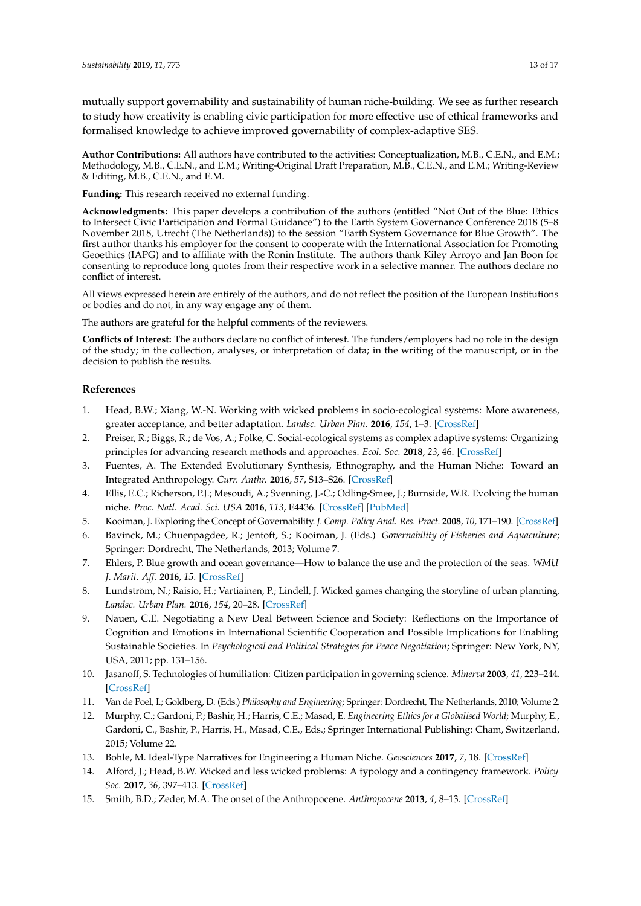mutually support governability and sustainability of human niche-building. We see as further research to study how creativity is enabling civic participation for more effective use of ethical frameworks and formalised knowledge to achieve improved governability of complex-adaptive SES.

**Author Contributions:** All authors have contributed to the activities: Conceptualization, M.B., C.E.N., and E.M.; Methodology, M.B., C.E.N., and E.M.; Writing-Original Draft Preparation, M.B., C.E.N., and E.M.; Writing-Review & Editing, M.B., C.E.N., and E.M.

**Funding:** This research received no external funding.

**Acknowledgments:** This paper develops a contribution of the authors (entitled "Not Out of the Blue: Ethics to Intersect Civic Participation and Formal Guidance") to the Earth System Governance Conference 2018 (5–8 November 2018, Utrecht (The Netherlands)) to the session "Earth System Governance for Blue Growth". The first author thanks his employer for the consent to cooperate with the International Association for Promoting Geoethics (IAPG) and to affiliate with the Ronin Institute. The authors thank Kiley Arroyo and Jan Boon for consenting to reproduce long quotes from their respective work in a selective manner. The authors declare no conflict of interest.

All views expressed herein are entirely of the authors, and do not reflect the position of the European Institutions or bodies and do not, in any way engage any of them.

The authors are grateful for the helpful comments of the reviewers.

**Conflicts of Interest:** The authors declare no conflict of interest. The funders/employers had no role in the design of the study; in the collection, analyses, or interpretation of data; in the writing of the manuscript, or in the decision to publish the results.

## References

1. Head, B.W.; Xiang, W.-N. Working with wicked problems in socio-ecological systems: More awareness, greater acceptance, and better adaptation. *Landsc. Urban Plan.* **2016**, *154*, 1–3. [CrossRef]
2. Preiser, R.; Biggs, R.; de Vos, A.; Folke, C. Social-ecological systems as complex adaptive systems: Organizing principles for advancing research methods and approaches. *Ecol. Soc.* **2018**, *23*, 46. [CrossRef]
3. Fuentes, A. The Extended Evolutionary Synthesis, Ethnography, and the Human Niche: Toward an Integrated Anthropology. *Curr. Anthr.* **2016**, *57*, S13–S26. [CrossRef]
4. Ellis, E.C.; Richerson, P.J.; Mesoudi, A.; Svenning, J.-C.; Odling-Smee, J.; Burnside, W.R. Evolving the human niche. *Proc. Natl. Acad. Sci. USA* **2016**, *113*, E4436. [CrossRef] [PubMed]
5. Kooiman, J. Exploring the Concept of Governability. *J. Comp. Policy Anal. Res. Pract.* **2008**, *10*, 171–190. [CrossRef]
6. Bavinck, M.; Chuenpagdee, R.; Jentoft, S.; Kooiman, J. (Eds.) *Governability of Fisheries and Aquaculture*; Springer: Dordrecht, The Netherlands, 2013; Volume 7.
7. Ehlers, P. Blue growth and ocean governance—How to balance the use and the protection of the seas. *WMU J. Marit. Aff.* **2016**, *15*. [CrossRef]
8. Lundström, N.; Raisio, H.; Vartiainen, P.; Lindell, J. Wicked games changing the storyline of urban planning. *Landsc. Urban Plan.* **2016**, *154*, 20–28. [CrossRef]
9. Nauen, C.E. Negotiating a New Deal Between Science and Society: Reflections on the Importance of Cognition and Emotions in International Scientific Cooperation and Possible Implications for Enabling Sustainable Societies. In *Psychological and Political Strategies for Peace Negotiation*; Springer: New York, NY, USA, 2011; pp. 131–156.
10. Jasanoff, S. Technologies of humiliation: Citizen participation in governing science. *Minerva* **2003**, *41*, 223–244. [CrossRef]
11. Van de Poel, I.; Goldberg, D. (Eds.) *Philosophy and Engineering*; Springer: Dordrecht, The Netherlands, 2010; Volume 2.
12. Murphy, C.; Gardoni, P.; Bashir, H.; Harris, C.E.; Masad, E. *Engineering Ethics for a Globalised World*; Murphy, E., Gardoni, C., Bashir, P., Harris, H., Masad, C.E., Eds.; Springer International Publishing: Cham, Switzerland, 2015; Volume 22.
13. Bohle, M. Ideal-Type Narratives for Engineering a Human Niche. *Geosciences* **2017**, *7*, 18. [CrossRef]
14. Alford, J.; Head, B.W. Wicked and less wicked problems: A typology and a contingency framework. *Policy Soc.* **2017**, *36*, 397–413. [CrossRef]
15. Smith, B.D.; Zeder, M.A. The onset of the Anthropocene. *Anthropocene* **2013**, *4*, 8–13. [CrossRef]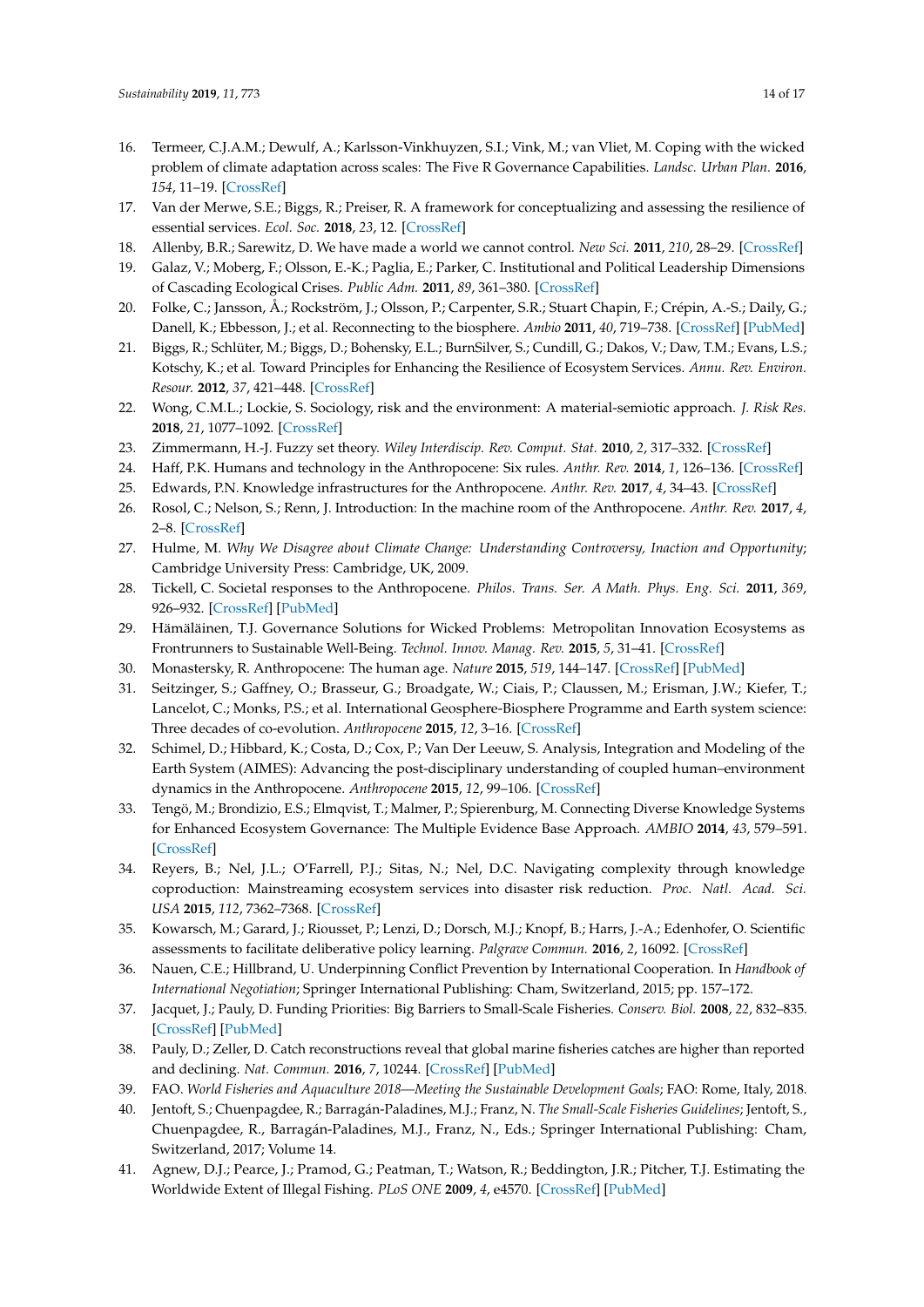16. Termeer, C.J.A.M.; Dewulf, A.; Karlsson-Vinkhuyzen, S.I.; Vink, M.; van Vliet, M. Coping with the wicked problem of climate adaptation across scales: The Five R Governance Capabilities. *Landsc. Urban Plan.* **2016**, *154*, 11–19. [CrossRef]
17. Van der Merwe, S.E.; Biggs, R.; Preiser, R. A framework for conceptualizing and assessing the resilience of essential services. *Ecol. Soc.* **2018**, *23*, 12. [CrossRef]
18. Allenby, B.R.; Sarewitz, D. We have made a world we cannot control. *New Sci.* **2011**, *210*, 28–29. [CrossRef]
19. Galaz, V.; Moberg, F.; Olsson, E.-K.; Paglia, E.; Parker, C. Institutional and Political Leadership Dimensions of Cascading Ecological Crises. *Public Adm.* **2011**, *89*, 361–380. [CrossRef]
20. Folke, C.; Jansson, Å.; Rockström, J.; Olsson, P.; Carpenter, S.R.; Stuart Chapin, F.; Crépin, A.-S.; Daily, G.; Danell, K.; Ebbesson, J.; et al. Reconnecting to the biosphere. *Ambio* **2011**, *40*, 719–738. [CrossRef] [PubMed]
21. Biggs, R.; Schlüter, M.; Biggs, D.; Bohensky, E.L.; BurnSilver, S.; Cundill, G.; Dakos, V.; Daw, T.M.; Evans, L.S.; Kotschy, K.; et al. Toward Principles for Enhancing the Resilience of Ecosystem Services. *Annu. Rev. Environ. Resour.* **2012**, *37*, 421–448. [CrossRef]
22. Wong, C.M.L.; Lockie, S. Sociology, risk and the environment: A material-semiotic approach. *J. Risk Res.* **2018**, *21*, 1077–1092. [CrossRef]
23. Zimmermann, H.-J. Fuzzy set theory. *Wiley Interdiscip. Rev. Comput. Stat.* **2010**, *2*, 317–332. [CrossRef]
24. Haff, P.K. Humans and technology in the Anthropocene: Six rules. *Anthr. Rev.* **2014**, *1*, 126–136. [CrossRef]
25. Edwards, P.N. Knowledge infrastructures for the Anthropocene. *Anthr. Rev.* **2017**, *4*, 34–43. [CrossRef]
26. Rosol, C.; Nelson, S.; Renn, J. Introduction: In the machine room of the Anthropocene. *Anthr. Rev.* **2017**, *4*, 2–8. [CrossRef]
27. Hulme, M. *Why We Disagree about Climate Change: Understanding Controversy, Inaction and Opportunity*; Cambridge University Press: Cambridge, UK, 2009.
28. Tickell, C. Societal responses to the Anthropocene. *Philos. Trans. Ser. A Math. Phys. Eng. Sci.* **2011**, *369*, 926–932. [CrossRef] [PubMed]
29. Hämäläinen, T.J. Governance Solutions for Wicked Problems: Metropolitan Innovation Ecosystems as Frontrunners to Sustainable Well-Being. *Technol. Innov. Manag. Rev.* **2015**, *5*, 31–41. [CrossRef]
30. Monastersky, R. Anthropocene: The human age. *Nature* **2015**, *519*, 144–147. [CrossRef] [PubMed]
31. Seitzinger, S.; Gaffney, O.; Brasseur, G.; Broadgate, W.; Ciais, P.; Claussen, M.; Erisman, J.W.; Kiefer, T.; Lancelot, C.; Monks, P.S.; et al. International Geosphere-Biosphere Programme and Earth system science: Three decades of co-evolution. *Anthropocene* **2015**, *12*, 3–16. [CrossRef]
32. Schimel, D.; Hibbard, K.; Costa, D.; Cox, P.; Van Der Leeuw, S. Analysis, Integration and Modeling of the Earth System (AIMES): Advancing the post-disciplinary understanding of coupled human–environment dynamics in the Anthropocene. *Anthropocene* **2015**, *12*, 99–106. [CrossRef]
33. Tengö, M.; Brondizio, E.S.; Elmqvist, T.; Malmer, P.; Spierenburg, M. Connecting Diverse Knowledge Systems for Enhanced Ecosystem Governance: The Multiple Evidence Base Approach. *AMBIO* **2014**, *43*, 579–591. [CrossRef]
34. Reyers, B.; Nel, J.L.; O'Farrell, P.J.; Sitas, N.; Nel, D.C. Navigating complexity through knowledge coproduction: Mainstreaming ecosystem services into disaster risk reduction. *Proc. Natl. Acad. Sci. USA* **2015**, *112*, 7362–7368. [CrossRef]
35. Kowarsch, M.; Garard, J.; Riousset, P.; Lenzi, D.; Dorsch, M.J.; Knopf, B.; Harrs, J.-A.; Edenhofer, O. Scientific assessments to facilitate deliberative policy learning. *Palgrave Commun.* **2016**, *2*, 16092. [CrossRef]
36. Nauen, C.E.; Hillbrand, U. Underpinning Conflict Prevention by International Cooperation. In *Handbook of International Negotiation*; Springer International Publishing: Cham, Switzerland, 2015; pp. 157–172.
37. Jacquet, J.; Pauly, D. Funding Priorities: Big Barriers to Small-Scale Fisheries. *Conserv. Biol.* **2008**, *22*, 832–835. [CrossRef] [PubMed]
38. Pauly, D.; Zeller, D. Catch reconstructions reveal that global marine fisheries catches are higher than reported and declining. *Nat. Commun.* **2016**, *7*, 10244. [CrossRef] [PubMed]
39. FAO. *World Fisheries and Aquaculture 2018—Meeting the Sustainable Development Goals*; FAO: Rome, Italy, 2018.
40. Jentoft, S.; Chuenpagdee, R.; Barragán-Paladines, M.J.; Franz, N. *The Small-Scale Fisheries Guidelines*; Jentoft, S., Chuenpagdee, R., Barragán-Paladines, M.J., Franz, N., Eds.; Springer International Publishing: Cham, Switzerland, 2017; Volume 14.
41. Agnew, D.J.; Pearce, J.; Pramod, G.; Peatman, T.; Watson, R.; Beddington, J.R.; Pitcher, T.J. Estimating the Worldwide Extent of Illegal Fishing. *PLoS ONE* **2009**, *4*, e4570. [CrossRef] [PubMed]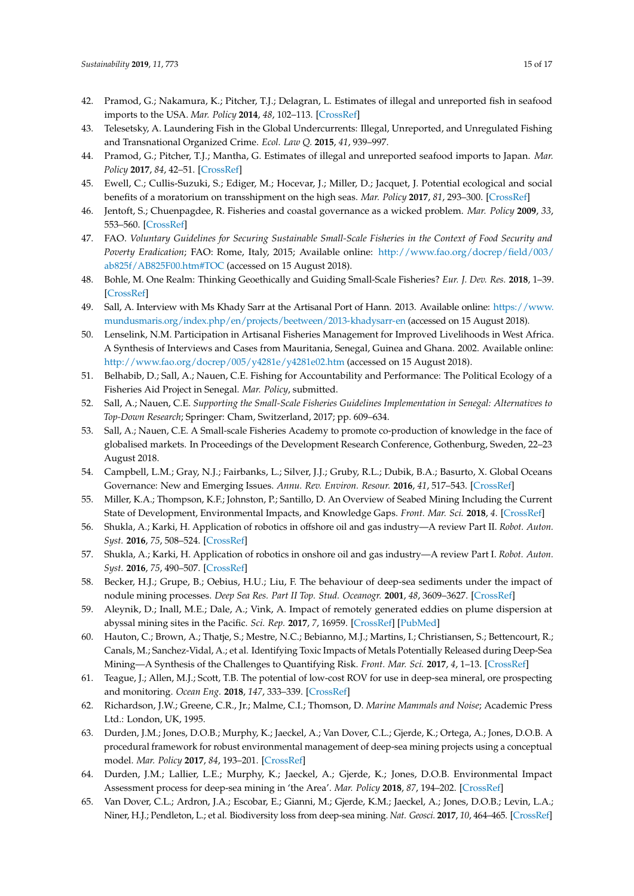42. Pramod, G.; Nakamura, K.; Pitcher, T.J.; Delagran, L. Estimates of illegal and unreported fish in seafood imports to the USA. *Mar. Policy* **2014**, *48*, 102–113. [CrossRef]
43. Telesetsky, A. Laundering Fish in the Global Undercurrents: Illegal, Unreported, and Unregulated Fishing and Transnational Organized Crime. *Ecol. Law Q.* **2015**, *41*, 939–997.
44. Pramod, G.; Pitcher, T.J.; Mantha, G. Estimates of illegal and unreported seafood imports to Japan. *Mar. Policy* **2017**, *84*, 42–51. [CrossRef]
45. Ewell, C.; Cullis-Suzuki, S.; Ediger, M.; Hocevar, J.; Miller, D.; Jacquet, J. Potential ecological and social benefits of a moratorium on transshipment on the high seas. *Mar. Policy* **2017**, *81*, 293–300. [CrossRef]
46. Jentoft, S.; Chuenpagdee, R. Fisheries and coastal governance as a wicked problem. *Mar. Policy* **2009**, *33*, 553–560. [CrossRef]
47. FAO. *Voluntary Guidelines for Securing Sustainable Small-Scale Fisheries in the Context of Food Security and Poverty Eradication*; FAO: Rome, Italy, 2015; Available online: http://www.fao.org/docrep/field/003/ab825f/AB825F00.htm#TOC (accessed on 15 August 2018).
48. Bohle, M. One Realm: Thinking Geoethically and Guiding Small-Scale Fisheries? *Eur. J. Dev. Res.* **2018**, 1–39. [CrossRef]
49. Sall, A. Interview with Ms Khady Sarr at the Artisanal Port of Hann. 2013. Available online: https://www.mundusmaris.org/index.php/en/projects/beetween/2013-khadysarr-en (accessed on 15 August 2018).
50. Lenselink, N.M. Participation in Artisanal Fisheries Management for Improved Livelihoods in West Africa. A Synthesis of Interviews and Cases from Mauritania, Senegal, Guinea and Ghana. 2002. Available online: http://www.fao.org/docrep/005/y4281e/y4281e02.htm (accessed on 15 August 2018).
51. Belhabib, D.; Sall, A.; Nauen, C.E. Fishing for Accountability and Performance: The Political Ecology of a Fisheries Aid Project in Senegal. *Mar. Policy*, submitted.
52. Sall, A.; Nauen, C.E. *Supporting the Small-Scale Fisheries Guidelines Implementation in Senegal: Alternatives to Top-Down Research*; Springer: Cham, Switzerland, 2017; pp. 609–634.
53. Sall, A.; Nauen, C.E. A Small-scale Fisheries Academy to promote co-production of knowledge in the face of globalised markets. In Proceedings of the Development Research Conference, Gothenburg, Sweden, 22–23 August 2018.
54. Campbell, L.M.; Gray, N.J.; Fairbanks, L.; Silver, J.J.; Gruby, R.L.; Dubik, B.A.; Basurto, X. Global Oceans Governance: New and Emerging Issues. *Annu. Rev. Environ. Resour.* **2016**, *41*, 517–543. [CrossRef]
55. Miller, K.A.; Thompson, K.F.; Johnston, P.; Santillo, D. An Overview of Seabed Mining Including the Current State of Development, Environmental Impacts, and Knowledge Gaps. *Front. Mar. Sci.* **2018**, *4*. [CrossRef]
56. Shukla, A.; Karki, H. Application of robotics in offshore oil and gas industry—A review Part II. *Robot. Auton. Syst.* **2016**, *75*, 508–524. [CrossRef]
57. Shukla, A.; Karki, H. Application of robotics in onshore oil and gas industry—A review Part I. *Robot. Auton. Syst.* **2016**, *75*, 490–507. [CrossRef]
58. Becker, H.J.; Grupe, B.; Oebius, H.U.; Liu, F. The behaviour of deep-sea sediments under the impact of nodule mining processes. *Deep Sea Res. Part II Top. Stud. Oceanogr.* **2001**, *48*, 3609–3627. [CrossRef]
59. Aleynik, D.; Inall, M.E.; Dale, A.; Vink, A. Impact of remotely generated eddies on plume dispersion at abyssal mining sites in the Pacific. *Sci. Rep.* **2017**, *7*, 16959. [CrossRef] [PubMed]
60. Hauton, C.; Brown, A.; Thatje, S.; Mestre, N.C.; Bebianno, M.J.; Martins, I.; Christiansen, S.; Bettencourt, R.; Canals, M.; Sanchez-Vidal, A.; et al. Identifying Toxic Impacts of Metals Potentially Released during Deep-Sea Mining—A Synthesis of the Challenges to Quantifying Risk. *Front. Mar. Sci.* **2017**, *4*, 1–13. [CrossRef]
61. Teague, J.; Allen, M.J.; Scott, T.B. The potential of low-cost ROV for use in deep-sea mineral, ore prospecting and monitoring. *Ocean Eng.* **2018**, *147*, 333–339. [CrossRef]
62. Richardson, J.W.; Greene, C.R., Jr.; Malme, C.I.; Thomson, D. *Marine Mammals and Noise*; Academic Press Ltd.: London, UK, 1995.
63. Durden, J.M.; Jones, D.O.B.; Murphy, K.; Jaeckel, A.; Van Dover, C.L.; Gjerde, K.; Ortega, A.; Jones, D.O.B. A procedural framework for robust environmental management of deep-sea mining projects using a conceptual model. *Mar. Policy* **2017**, *84*, 193–201. [CrossRef]
64. Durden, J.M.; Lallier, L.E.; Murphy, K.; Jaeckel, A.; Gjerde, K.; Jones, D.O.B. Environmental Impact Assessment process for deep-sea mining in 'the Area'. *Mar. Policy* **2018**, *87*, 194–202. [CrossRef]
65. Van Dover, C.L.; Ardron, J.A.; Escobar, E.; Gianni, M.; Gjerde, K.M.; Jaeckel, A.; Jones, D.O.B.; Levin, L.A.; Niner, H.J.; Pendleton, L.; et al. Biodiversity loss from deep-sea mining. *Nat. Geosci.* **2017**, *10*, 464–465. [CrossRef]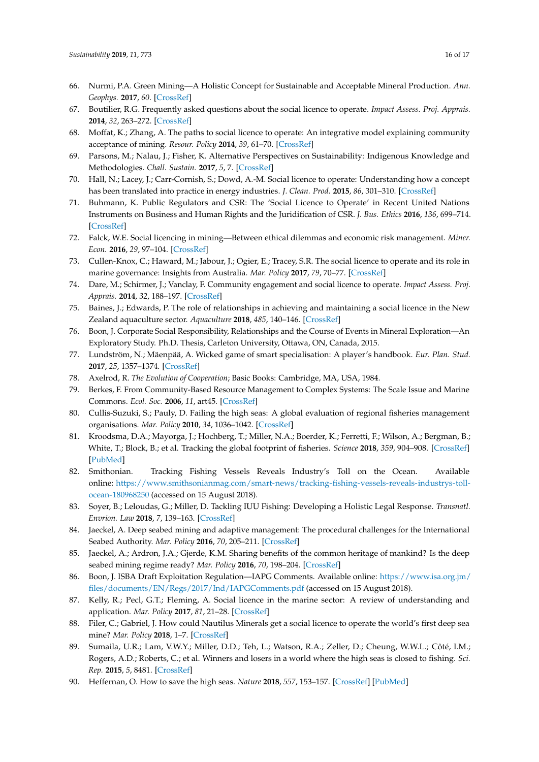66. Nurmi, P.A. Green Mining—A Holistic Concept for Sustainable and Acceptable Mineral Production. *Ann. Geophys.* **2017**, *60*. [CrossRef]
67. Boutilier, R.G. Frequently asked questions about the social licence to operate. *Impact Assess. Proj. Apprais.* **2014**, *32*, 263–272. [CrossRef]
68. Moffat, K.; Zhang, A. The paths to social licence to operate: An integrative model explaining community acceptance of mining. *Resour. Policy* **2014**, *39*, 61–70. [CrossRef]
69. Parsons, M.; Nalau, J.; Fisher, K. Alternative Perspectives on Sustainability: Indigenous Knowledge and Methodologies. *Chall. Sustain.* **2017**, *5*, 7. [CrossRef]
70. Hall, N.; Lacey, J.; Carr-Cornish, S.; Dowd, A.-M. Social licence to operate: Understanding how a concept has been translated into practice in energy industries. *J. Clean. Prod.* **2015**, *86*, 301–310. [CrossRef]
71. Buhmann, K. Public Regulators and CSR: The 'Social Licence to Operate' in Recent United Nations Instruments on Business and Human Rights and the Juridification of CSR. *J. Bus. Ethics* **2016**, *136*, 699–714. [CrossRef]
72. Falck, W.E. Social licencing in mining—Between ethical dilemmas and economic risk management. *Miner. Econ.* **2016**, *29*, 97–104. [CrossRef]
73. Cullen-Knox, C.; Haward, M.; Jabour, J.; Ogier, E.; Tracey, S.R. The social licence to operate and its role in marine governance: Insights from Australia. *Mar. Policy* **2017**, *79*, 70–77. [CrossRef]
74. Dare, M.; Schirmer, J.; Vanclay, F. Community engagement and social licence to operate. *Impact Assess. Proj. Apprais.* **2014**, *32*, 188–197. [CrossRef]
75. Baines, J.; Edwards, P. The role of relationships in achieving and maintaining a social licence in the New Zealand aquaculture sector. *Aquaculture* **2018**, *485*, 140–146. [CrossRef]
76. Boon, J. Corporate Social Responsibility, Relationships and the Course of Events in Mineral Exploration—An Exploratory Study. Ph.D. Thesis, Carleton University, Ottawa, ON, Canada, 2015.
77. Lundström, N.; Mäenpää, A. Wicked game of smart specialisation: A player's handbook. *Eur. Plan. Stud.* **2017**, *25*, 1357–1374. [CrossRef]
78. Axelrod, R. *The Evolution of Cooperation*; Basic Books: Cambridge, MA, USA, 1984.
79. Berkes, F. From Community-Based Resource Management to Complex Systems: The Scale Issue and Marine Commons. *Ecol. Soc.* **2006**, *11*, art45. [CrossRef]
80. Cullis-Suzuki, S.; Pauly, D. Failing the high seas: A global evaluation of regional fisheries management organisations. *Mar. Policy* **2010**, *34*, 1036–1042. [CrossRef]
81. Kroodsma, D.A.; Mayorga, J.; Hochberg, T.; Miller, N.A.; Boerder, K.; Ferretti, F.; Wilson, A.; Bergman, B.; White, T.; Block, B.; et al. Tracking the global footprint of fisheries. *Science* **2018**, *359*, 904–908. [CrossRef] [PubMed]
82. Smithonian. Tracking Fishing Vessels Reveals Industry's Toll on the Ocean. Available online: https://www.smithsonianmag.com/smart-news/tracking-fishing-vessels-reveals-industrys-toll-ocean-180968250 (accessed on 15 August 2018).
83. Soyer, B.; Leloudas, G.; Miller, D. Tackling IUU Fishing: Developing a Holistic Legal Response. *Transnatl. Envrion. Law* **2018**, *7*, 139–163. [CrossRef]
84. Jaeckel, A. Deep seabed mining and adaptive management: The procedural challenges for the International Seabed Authority. *Mar. Policy* **2016**, *70*, 205–211. [CrossRef]
85. Jaeckel, A.; Ardron, J.A.; Gjerde, K.M. Sharing benefits of the common heritage of mankind? Is the deep seabed mining regime ready? *Mar. Policy* **2016**, *70*, 198–204. [CrossRef]
86. Boon, J. ISBA Draft Exploitation Regulation—IAPG Comments. Available online: https://www.isa.org.jm/files/documents/EN/Regs/2017/Ind/IAPGComments.pdf (accessed on 15 August 2018).
87. Kelly, R.; Pecl, G.T.; Fleming, A. Social licence in the marine sector: A review of understanding and application. *Mar. Policy* **2017**, *81*, 21–28. [CrossRef]
88. Filer, C.; Gabriel, J. How could Nautilus Minerals get a social licence to operate the world's first deep sea mine? *Mar. Policy* **2018**, 1–7. [CrossRef]
89. Sumaila, U.R.; Lam, V.W.Y.; Miller, D.D.; Teh, L.; Watson, R.A.; Zeller, D.; Cheung, W.W.L.; Côté, I.M.; Rogers, A.D.; Roberts, C.; et al. Winners and losers in a world where the high seas is closed to fishing. *Sci. Rep.* **2015**, *5*, 8481. [CrossRef]
90. Heffernan, O. How to save the high seas. *Nature* **2018**, *557*, 153–157. [CrossRef] [PubMed]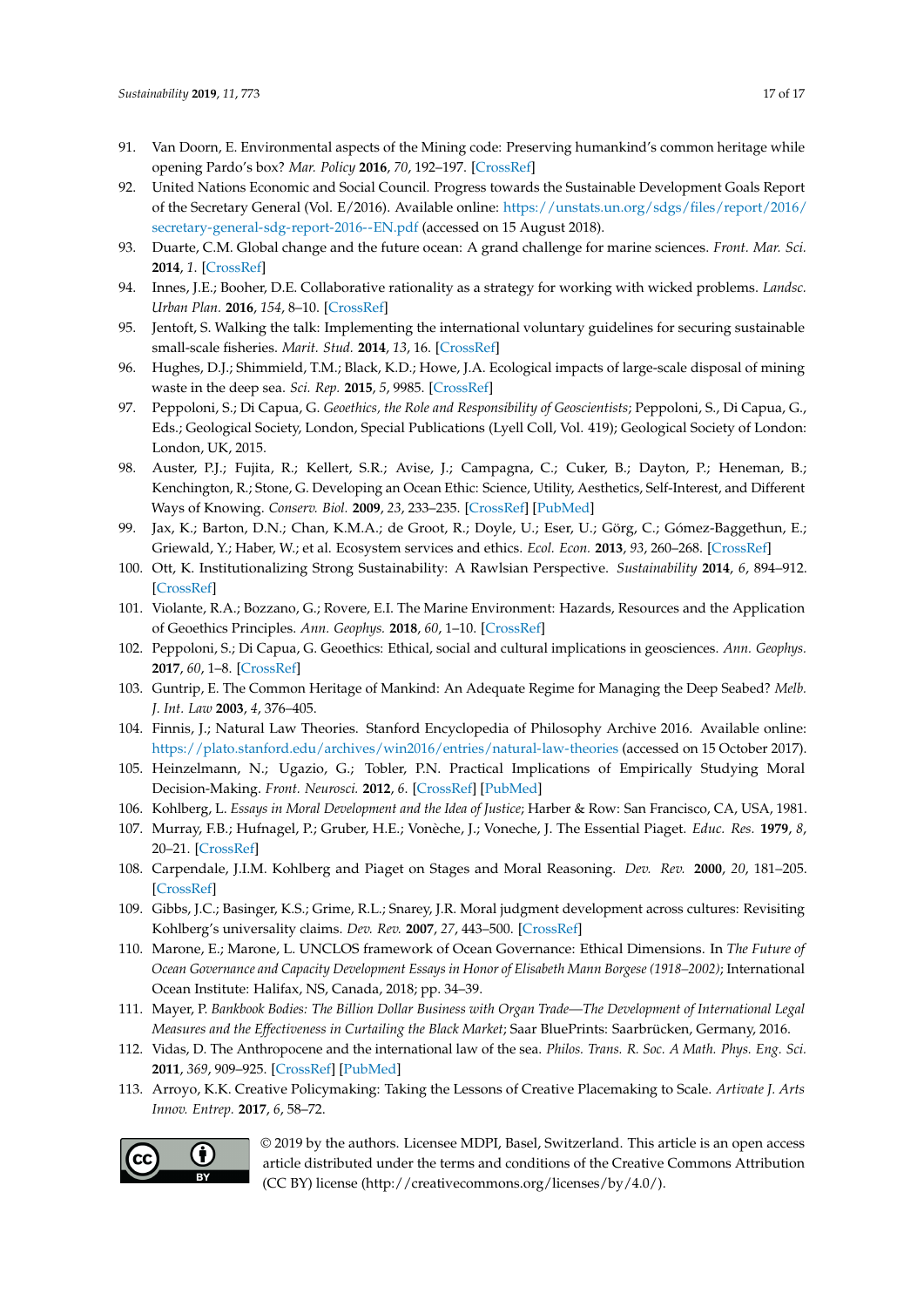91. Van Doorn, E. Environmental aspects of the Mining code: Preserving humankind's common heritage while opening Pardo's box? *Mar. Policy* **2016**, *70*, 192–197. [CrossRef]
92. United Nations Economic and Social Council. Progress towards the Sustainable Development Goals Report of the Secretary General (Vol. E/2016). Available online: https://unstats.un.org/sdgs/files/report/2016/secretary-general-sdg-report-2016--EN.pdf (accessed on 15 August 2018).
93. Duarte, C.M. Global change and the future ocean: A grand challenge for marine sciences. *Front. Mar. Sci.* **2014**, *1*. [CrossRef]
94. Innes, J.E.; Booher, D.E. Collaborative rationality as a strategy for working with wicked problems. *Landsc. Urban Plan.* **2016**, *154*, 8–10. [CrossRef]
95. Jentoft, S. Walking the talk: Implementing the international voluntary guidelines for securing sustainable small-scale fisheries. *Marit. Stud.* **2014**, *13*, 16. [CrossRef]
96. Hughes, D.J.; Shimmield, T.M.; Black, K.D.; Howe, J.A. Ecological impacts of large-scale disposal of mining waste in the deep sea. *Sci. Rep.* **2015**, *5*, 9985. [CrossRef]
97. Peppoloni, S.; Di Capua, G. *Geoethics, the Role and Responsibility of Geoscientists*; Peppoloni, S., Di Capua, G., Eds.; Geological Society, London, Special Publications (Lyell Coll, Vol. 419); Geological Society of London: London, UK, 2015.
98. Auster, P.J.; Fujita, R.; Kellert, S.R.; Avise, J.; Campagna, C.; Cuker, B.; Dayton, P.; Heneman, B.; Kenchington, R.; Stone, G. Developing an Ocean Ethic: Science, Utility, Aesthetics, Self-Interest, and Different Ways of Knowing. *Conserv. Biol.* **2009**, *23*, 233–235. [CrossRef] [PubMed]
99. Jax, K.; Barton, D.N.; Chan, K.M.A.; de Groot, R.; Doyle, U.; Eser, U.; Görg, C.; Gómez-Baggethun, E.; Griewald, Y.; Haber, W.; et al. Ecosystem services and ethics. *Ecol. Econ.* **2013**, *93*, 260–268. [CrossRef]
100. Ott, K. Institutionalizing Strong Sustainability: A Rawlsian Perspective. *Sustainability* **2014**, *6*, 894–912. [CrossRef]
101. Violante, R.A.; Bozzano, G.; Rovere, E.I. The Marine Environment: Hazards, Resources and the Application of Geoethics Principles. *Ann. Geophys.* **2018**, *60*, 1–10. [CrossRef]
102. Peppoloni, S.; Di Capua, G. Geoethics: Ethical, social and cultural implications in geosciences. *Ann. Geophys.* **2017**, *60*, 1–8. [CrossRef]
103. Guntrip, E. The Common Heritage of Mankind: An Adequate Regime for Managing the Deep Seabed? *Melb. J. Int. Law* **2003**, *4*, 376–405.
104. Finnis, J.; Natural Law Theories. Stanford Encyclopedia of Philosophy Archive 2016. Available online: https://plato.stanford.edu/archives/win2016/entries/natural-law-theories (accessed on 15 October 2017).
105. Heinzelmann, N.; Ugazio, G.; Tobler, P.N. Practical Implications of Empirically Studying Moral Decision-Making. *Front. Neurosci.* **2012**, *6*. [CrossRef] [PubMed]
106. Kohlberg, L. *Essays in Moral Development and the Idea of Justice*; Harber & Row: San Francisco, CA, USA, 1981.
107. Murray, F.B.; Hufnagel, P.; Gruber, H.E.; Vonèche, J.; Voneche, J. The Essential Piaget. *Educ. Res.* **1979**, *8*, 20–21. [CrossRef]
108. Carpendale, J.I.M. Kohlberg and Piaget on Stages and Moral Reasoning. *Dev. Rev.* **2000**, *20*, 181–205. [CrossRef]
109. Gibbs, J.C.; Basinger, K.S.; Grime, R.L.; Snarey, J.R. Moral judgment development across cultures: Revisiting Kohlberg's universality claims. *Dev. Rev.* **2007**, *27*, 443–500. [CrossRef]
110. Marone, E.; Marone, L. UNCLOS framework of Ocean Governance: Ethical Dimensions. In *The Future of Ocean Governance and Capacity Development Essays in Honor of Elisabeth Mann Borgese (1918–2002)*; International Ocean Institute: Halifax, NS, Canada, 2018; pp. 34–39.
111. Mayer, P. *Bankbook Bodies: The Billion Dollar Business with Organ Trade—The Development of International Legal Measures and the Effectiveness in Curtailing the Black Market*; Saar BluePrints: Saarbrücken, Germany, 2016.
112. Vidas, D. The Anthropocene and the international law of the sea. *Philos. Trans. R. Soc. A Math. Phys. Eng. Sci.* **2011**, *369*, 909–925. [CrossRef] [PubMed]
113. Arroyo, K.K. Creative Policymaking: Taking the Lessons of Creative Placemaking to Scale. *Artivate J. Arts Innov. Entrep.* **2017**, *6*, 58–72.

© 2019 by the authors. Licensee MDPI, Basel, Switzerland. This article is an open access article distributed under the terms and conditions of the Creative Commons Attribution (CC BY) license (http://creativecommons.org/licenses/by/4.0/).